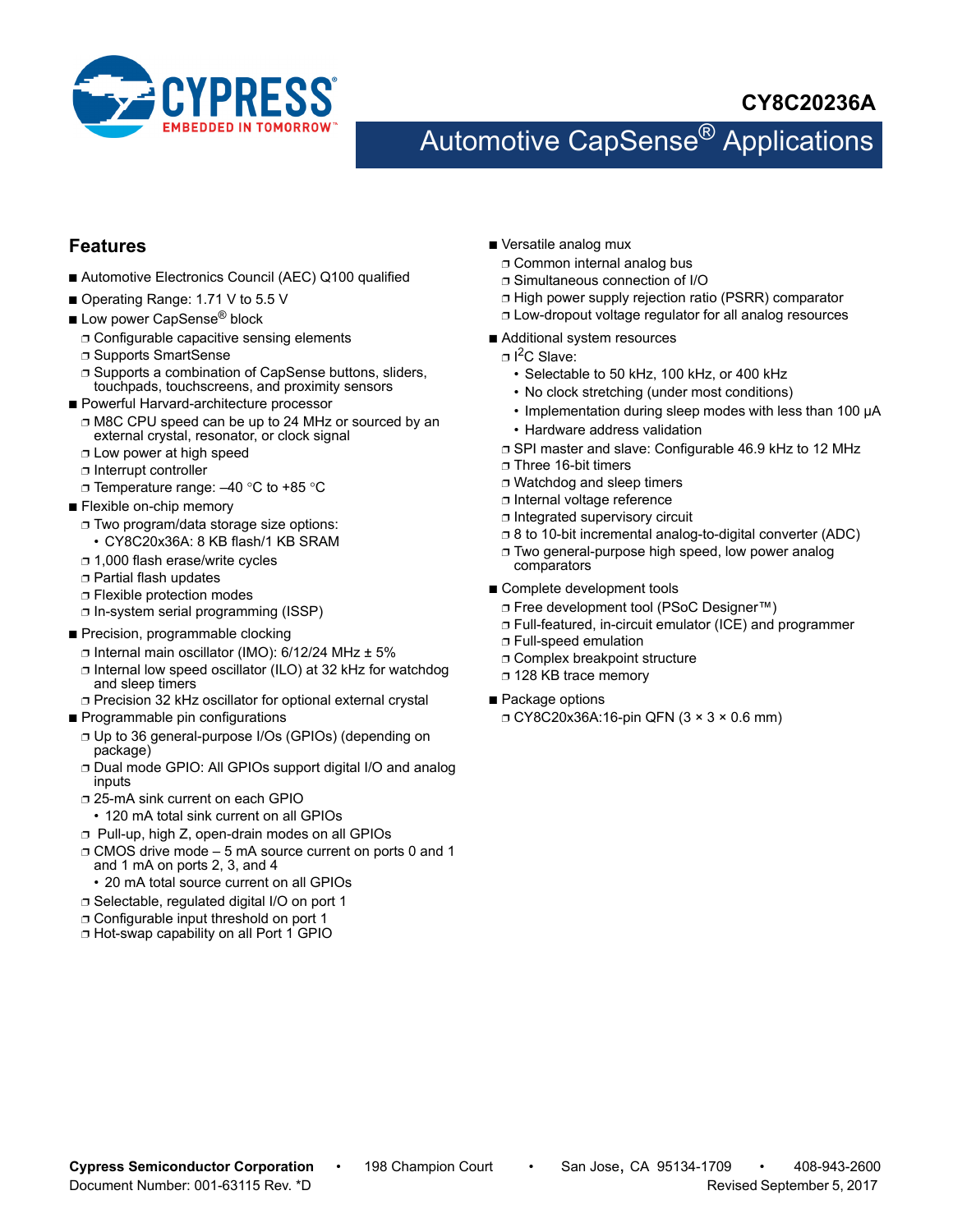# CY8C20236A

## Automotive CapSense® Applications

### Features

- Automotive Electronics Council (AEC) Q100 qualified
- Operating Range: 1.71 V to 5.5 V
- Low power CapSense® block
  - Configurable capacitive sensing elements
  - Supports SmartSense
  - Supports a combination of CapSense buttons, sliders, touchpads, touchscreens, and proximity sensors
- Powerful Harvard-architecture processor
  - M8C CPU speed can be up to 24 MHz or sourced by an external crystal, resonator, or clock signal
  - Low power at high speed
  - Interrupt controller
  - Temperature range: –40 °C to +85 °C
- Flexible on-chip memory
  - Two program/data storage size options:
    - CY8C20x36A: 8 KB flash/1 KB SRAM
  - 1,000 flash erase/write cycles
  - Partial flash updates
  - Flexible protection modes
  - In-system serial programming (ISSP)
- Precision, programmable clocking
  - Internal main oscillator (IMO): 6/12/24 MHz ± 5%
  - Internal low speed oscillator (ILO) at 32 kHz for watchdog and sleep timers
  - Precision 32 kHz oscillator for optional external crystal
- Programmable pin configurations
  - Up to 36 general-purpose I/Os (GPIOs) (depending on package)
  - Dual mode GPIO: All GPIOs support digital I/O and analog inputs
  - 25-mA sink current on each GPIO
    - 120 mA total sink current on all GPIOs
  - Pull-up, high Z, open-drain modes on all GPIOs
  - CMOS drive mode – 5 mA source current on ports 0 and 1 and 1 mA on ports 2, 3, and 4
    - 20 mA total source current on all GPIOs
  - Selectable, regulated digital I/O on port 1
  - Configurable input threshold on port 1
  - Hot-swap capability on all Port 1 GPIO
- Versatile analog mux
  - Common internal analog bus
  - Simultaneous connection of I/O
  - High power supply rejection ratio (PSRR) comparator
  - Low-dropout voltage regulator for all analog resources
- Additional system resources
  - I$^2$C Slave:
    - Selectable to 50 kHz, 100 kHz, or 400 kHz
    - No clock stretching (under most conditions)
    - Implementation during sleep modes with less than 100 µA
    - Hardware address validation
  - SPI master and slave: Configurable 46.9 kHz to 12 MHz
  - Three 16-bit timers
  - Watchdog and sleep timers
  - Internal voltage reference
  - Integrated supervisory circuit
  - 8 to 10-bit incremental analog-to-digital converter (ADC)
  - Two general-purpose high speed, low power analog comparators
- Complete development tools
  - Free development tool (PSoC Designer™)
  - Full-featured, in-circuit emulator (ICE) and programmer
  - Full-speed emulation
  - Complex breakpoint structure
  - 128 KB trace memory
- Package options
  - CY8C20x36A:16-pin QFN (3 × 3 × 0.6 mm)

**Cypress Semiconductor Corporation** • 198 Champion Court • San Jose, CA 95134-1709 • 408-943-2600
Document Number: 001-63115 Rev. *D Revised September 5, 2017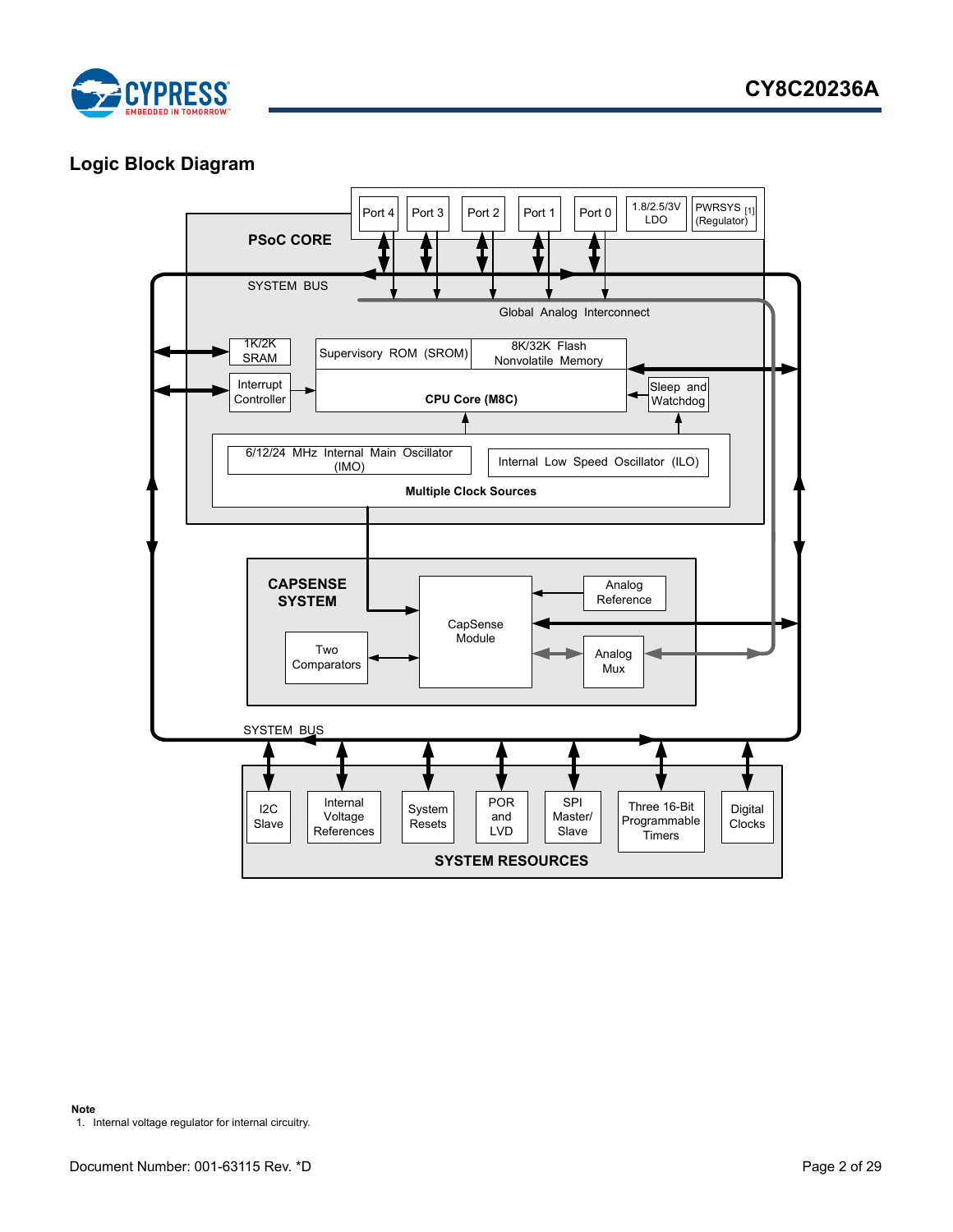## Logic Block Diagram

PSoC CORE

Port 4 | Port 3 | Port 2 | Port 1 | Port 0 | 1.8/2.5/3V LDO | PWRSYS [1] (Regulator)

SYSTEM BUS

Global Analog Interconnect

1K/2K SRAM

Supervisory ROM (SROM)

8K/32K Flash Nonvolatile Memory

Interrupt Controller

CPU Core (M8C)

Sleep and Watchdog

6/12/24 MHz Internal Main Oscillator (IMO)

Internal Low Speed Oscillator (ILO)

Multiple Clock Sources

CAPSENSE SYSTEM

Analog Reference

CapSense Module

Two Comparators

Analog Mux

SYSTEM BUS

I2C Slave | Internal Voltage References | System Resets | POR and LVD | SPI Master/ Slave | Three 16-Bit Programmable Timers | Digital Clocks

SYSTEM RESOURCES

**Note**

1. Internal voltage regulator for internal circuitry.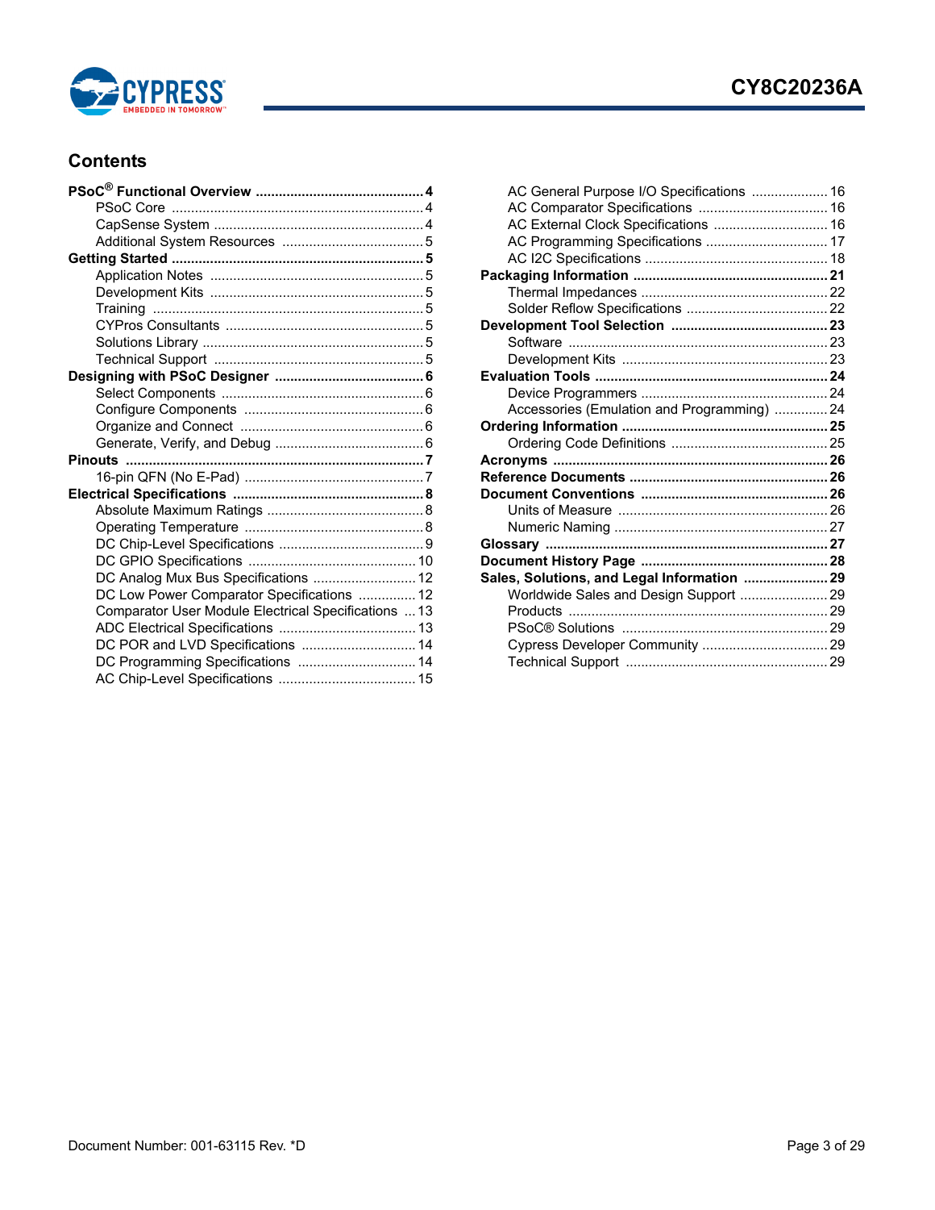## Contents

- **PSoC® Functional Overview ........ 4**
  - PSoC Core ........ 4
  - CapSense System ........ 4
  - Additional System Resources ........ 5
- **Getting Started ........ 5**
  - Application Notes ........ 5
  - Development Kits ........ 5
  - Training ........ 5
  - CYPros Consultants ........ 5
  - Solutions Library ........ 5
  - Technical Support ........ 5
- **Designing with PSoC Designer ........ 6**
  - Select Components ........ 6
  - Configure Components ........ 6
  - Organize and Connect ........ 6
  - Generate, Verify, and Debug ........ 6
- **Pinouts ........ 7**
  - 16-pin QFN (No E-Pad) ........ 7
- **Electrical Specifications ........ 8**
  - Absolute Maximum Ratings ........ 8
  - Operating Temperature ........ 8
  - DC Chip-Level Specifications ........ 9
  - DC GPIO Specifications ........ 10
  - DC Analog Mux Bus Specifications ........ 12
  - DC Low Power Comparator Specifications ........ 12
  - Comparator User Module Electrical Specifications ........ 13
  - ADC Electrical Specifications ........ 13
  - DC POR and LVD Specifications ........ 14
  - DC Programming Specifications ........ 14
  - AC Chip-Level Specifications ........ 15
  - AC General Purpose I/O Specifications ........ 16
  - AC Comparator Specifications ........ 16
  - AC External Clock Specifications ........ 16
  - AC Programming Specifications ........ 17
  - AC I2C Specifications ........ 18
- **Packaging Information ........ 21**
  - Thermal Impedances ........ 22
  - Solder Reflow Specifications ........ 22
- **Development Tool Selection ........ 23**
  - Software ........ 23
  - Development Kits ........ 23
- **Evaluation Tools ........ 24**
  - Device Programmers ........ 24
  - Accessories (Emulation and Programming) ........ 24
- **Ordering Information ........ 25**
  - Ordering Code Definitions ........ 25
- **Acronyms ........ 26**
- **Reference Documents ........ 26**
- **Document Conventions ........ 26**
  - Units of Measure ........ 26
  - Numeric Naming ........ 27
- **Glossary ........ 27**
- **Document History Page ........ 28**
- **Sales, Solutions, and Legal Information ........ 29**
  - Worldwide Sales and Design Support ........ 29
  - Products ........ 29
  - PSoC® Solutions ........ 29
  - Cypress Developer Community ........ 29
  - Technical Support ........ 29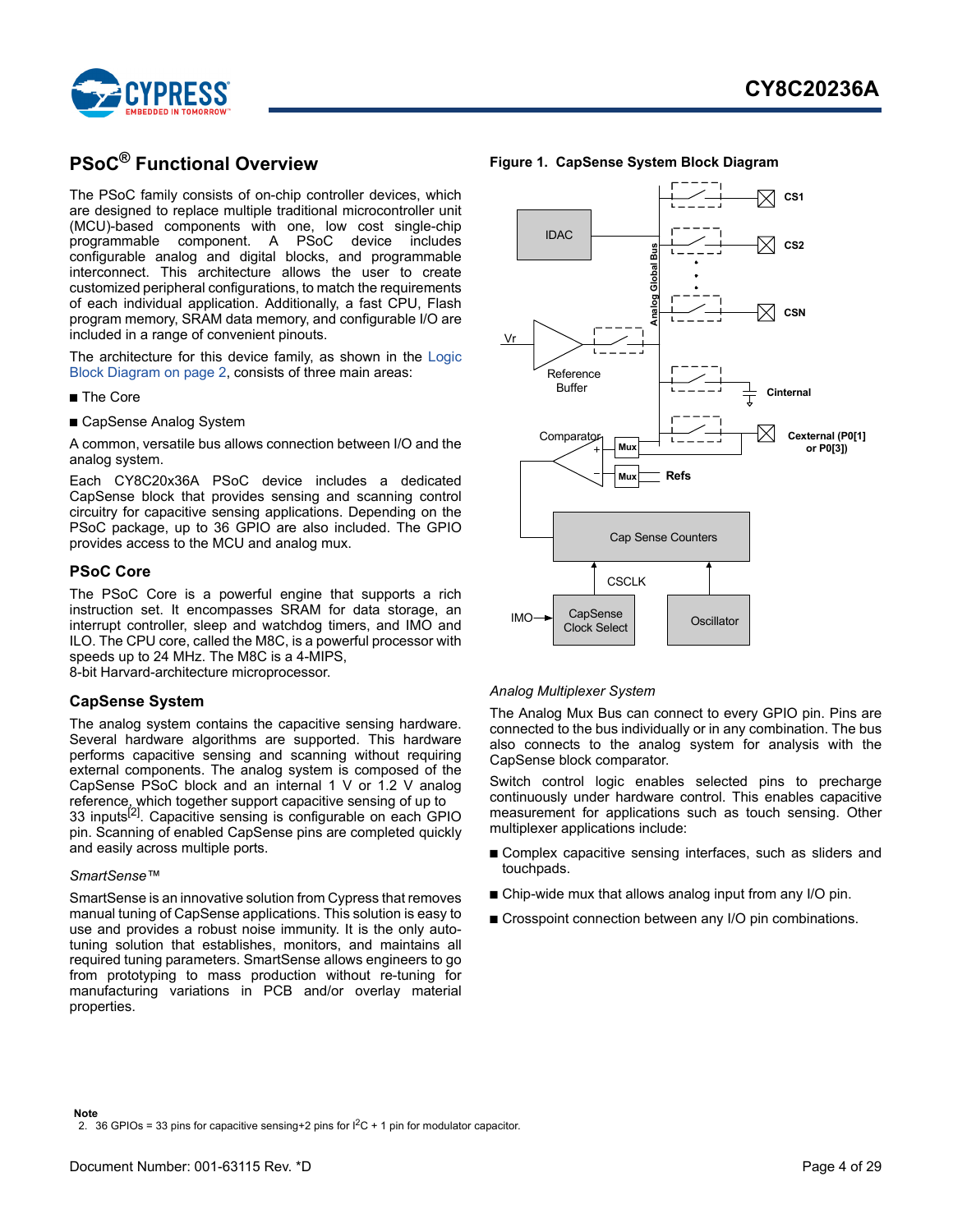## PSoC® Functional Overview

The PSoC family consists of on-chip controller devices, which are designed to replace multiple traditional microcontroller unit (MCU)-based components with one, low cost single-chip programmable component. A PSoC device includes configurable analog and digital blocks, and programmable interconnect. This architecture allows the user to create customized peripheral configurations, to match the requirements of each individual application. Additionally, a fast CPU, Flash program memory, SRAM data memory, and configurable I/O are included in a range of convenient pinouts.

The architecture for this device family, as shown in the Logic Block Diagram on page 2, consists of three main areas:

- The Core
- CapSense Analog System

A common, versatile bus allows connection between I/O and the analog system.

Each CY8C20x36A PSoC device includes a dedicated CapSense block that provides sensing and scanning control circuitry for capacitive sensing applications. Depending on the PSoC package, up to 36 GPIO are also included. The GPIO provides access to the MCU and analog mux.

### PSoC Core

The PSoC Core is a powerful engine that supports a rich instruction set. It encompasses SRAM for data storage, an interrupt controller, sleep and watchdog timers, and IMO and ILO. The CPU core, called the M8C, is a powerful processor with speeds up to 24 MHz. The M8C is a 4-MIPS, 8-bit Harvard-architecture microprocessor.

### CapSense System

The analog system contains the capacitive sensing hardware. Several hardware algorithms are supported. This hardware performs capacitive sensing and scanning without requiring external components. The analog system is composed of the CapSense PSoC block and an internal 1 V or 1.2 V analog reference, which together support capacitive sensing of up to 33 inputs[2]. Capacitive sensing is configurable on each GPIO pin. Scanning of enabled CapSense pins are completed quickly and easily across multiple ports.

*SmartSense™*

SmartSense is an innovative solution from Cypress that removes manual tuning of CapSense applications. This solution is easy to use and provides a robust noise immunity. It is the only auto-tuning solution that establishes, monitors, and maintains all required tuning parameters. SmartSense allows engineers to go from prototyping to mass production without re-tuning for manufacturing variations in PCB and/or overlay material properties.

**Figure 1. CapSense System Block Diagram**

*Analog Multiplexer System*

The Analog Mux Bus can connect to every GPIO pin. Pins are connected to the bus individually or in any combination. The bus also connects to the analog system for analysis with the CapSense block comparator.

Switch control logic enables selected pins to precharge continuously under hardware control. This enables capacitive measurement for applications such as touch sensing. Other multiplexer applications include:

- Complex capacitive sensing interfaces, such as sliders and touchpads.
- Chip-wide mux that allows analog input from any I/O pin.
- Crosspoint connection between any I/O pin combinations.

**Note**
2. 36 GPIOs = 33 pins for capacitive sensing+2 pins for $I^2C$ + 1 pin for modulator capacitor.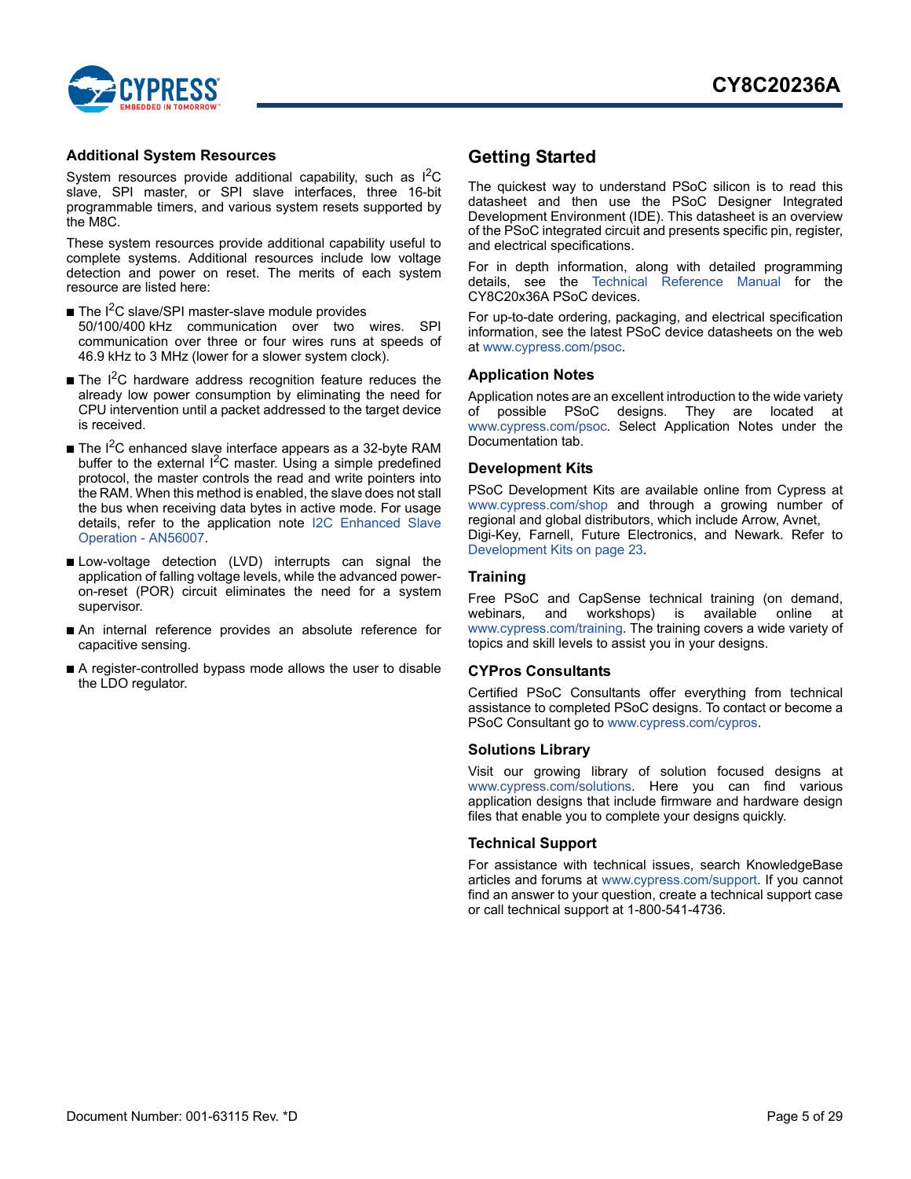## Additional System Resources

System resources provide additional capability, such as $I^2C$ slave, SPI master, or SPI slave interfaces, three 16-bit programmable timers, and various system resets supported by the M8C.

These system resources provide additional capability useful to complete systems. Additional resources include low voltage detection and power on reset. The merits of each system resource are listed here:

- The $I^2C$ slave/SPI master-slave module provides 50/100/400 kHz communication over two wires. SPI communication over three or four wires runs at speeds of 46.9 kHz to 3 MHz (lower for a slower system clock).
- The $I^2C$ hardware address recognition feature reduces the already low power consumption by eliminating the need for CPU intervention until a packet addressed to the target device is received.
- The $I^2C$ enhanced slave interface appears as a 32-byte RAM buffer to the external $I^2C$ master. Using a simple predefined protocol, the master controls the read and write pointers into the RAM. When this method is enabled, the slave does not stall the bus when receiving data bytes in active mode. For usage details, refer to the application note I2C Enhanced Slave Operation - AN56007.
- Low-voltage detection (LVD) interrupts can signal the application of falling voltage levels, while the advanced power-on-reset (POR) circuit eliminates the need for a system supervisor.
- An internal reference provides an absolute reference for capacitive sensing.
- A register-controlled bypass mode allows the user to disable the LDO regulator.

# Getting Started

The quickest way to understand PSoC silicon is to read this datasheet and then use the PSoC Designer Integrated Development Environment (IDE). This datasheet is an overview of the PSoC integrated circuit and presents specific pin, register, and electrical specifications.

For in depth information, along with detailed programming details, see the Technical Reference Manual for the CY8C20x36A PSoC devices.

For up-to-date ordering, packaging, and electrical specification information, see the latest PSoC device datasheets on the web at www.cypress.com/psoc.

## Application Notes

Application notes are an excellent introduction to the wide variety of possible PSoC designs. They are located at www.cypress.com/psoc. Select Application Notes under the Documentation tab.

## Development Kits

PSoC Development Kits are available online from Cypress at www.cypress.com/shop and through a growing number of regional and global distributors, which include Arrow, Avnet, Digi-Key, Farnell, Future Electronics, and Newark. Refer to Development Kits on page 23.

## Training

Free PSoC and CapSense technical training (on demand, webinars, and workshops) is available online at www.cypress.com/training. The training covers a wide variety of topics and skill levels to assist you in your designs.

## CYPros Consultants

Certified PSoC Consultants offer everything from technical assistance to completed PSoC designs. To contact or become a PSoC Consultant go to www.cypress.com/cypros.

## Solutions Library

Visit our growing library of solution focused designs at www.cypress.com/solutions. Here you can find various application designs that include firmware and hardware design files that enable you to complete your designs quickly.

## Technical Support

For assistance with technical issues, search KnowledgeBase articles and forums at www.cypress.com/support. If you cannot find an answer to your question, create a technical support case or call technical support at 1-800-541-4736.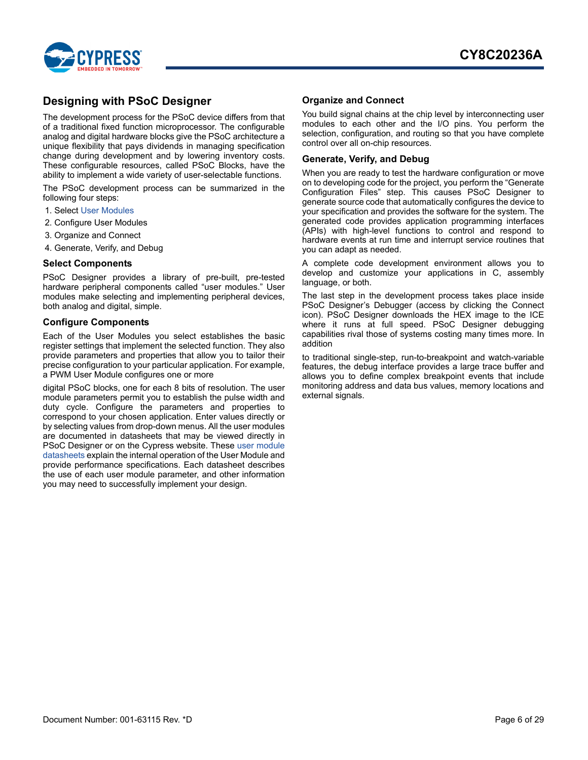## Designing with PSoC Designer

The development process for the PSoC device differs from that of a traditional fixed function microprocessor. The configurable analog and digital hardware blocks give the PSoC architecture a unique flexibility that pays dividends in managing specification change during development and by lowering inventory costs. These configurable resources, called PSoC Blocks, have the ability to implement a wide variety of user-selectable functions.

The PSoC development process can be summarized in the following four steps:

1. Select User Modules
2. Configure User Modules
3. Organize and Connect
4. Generate, Verify, and Debug

### Select Components

PSoC Designer provides a library of pre-built, pre-tested hardware peripheral components called "user modules." User modules make selecting and implementing peripheral devices, both analog and digital, simple.

### Configure Components

Each of the User Modules you select establishes the basic register settings that implement the selected function. They also provide parameters and properties that allow you to tailor their precise configuration to your particular application. For example, a PWM User Module configures one or more

digital PSoC blocks, one for each 8 bits of resolution. The user module parameters permit you to establish the pulse width and duty cycle. Configure the parameters and properties to correspond to your chosen application. Enter values directly or by selecting values from drop-down menus. All the user modules are documented in datasheets that may be viewed directly in PSoC Designer or on the Cypress website. These user module datasheets explain the internal operation of the User Module and provide performance specifications. Each datasheet describes the use of each user module parameter, and other information you may need to successfully implement your design.

### Organize and Connect

You build signal chains at the chip level by interconnecting user modules to each other and the I/O pins. You perform the selection, configuration, and routing so that you have complete control over all on-chip resources.

### Generate, Verify, and Debug

When you are ready to test the hardware configuration or move on to developing code for the project, you perform the "Generate Configuration Files" step. This causes PSoC Designer to generate source code that automatically configures the device to your specification and provides the software for the system. The generated code provides application programming interfaces (APIs) with high-level functions to control and respond to hardware events at run time and interrupt service routines that you can adapt as needed.

A complete code development environment allows you to develop and customize your applications in C, assembly language, or both.

The last step in the development process takes place inside PSoC Designer's Debugger (access by clicking the Connect icon). PSoC Designer downloads the HEX image to the ICE where it runs at full speed. PSoC Designer debugging capabilities rival those of systems costing many times more. In addition

to traditional single-step, run-to-breakpoint and watch-variable features, the debug interface provides a large trace buffer and allows you to define complex breakpoint events that include monitoring address and data bus values, memory locations and external signals.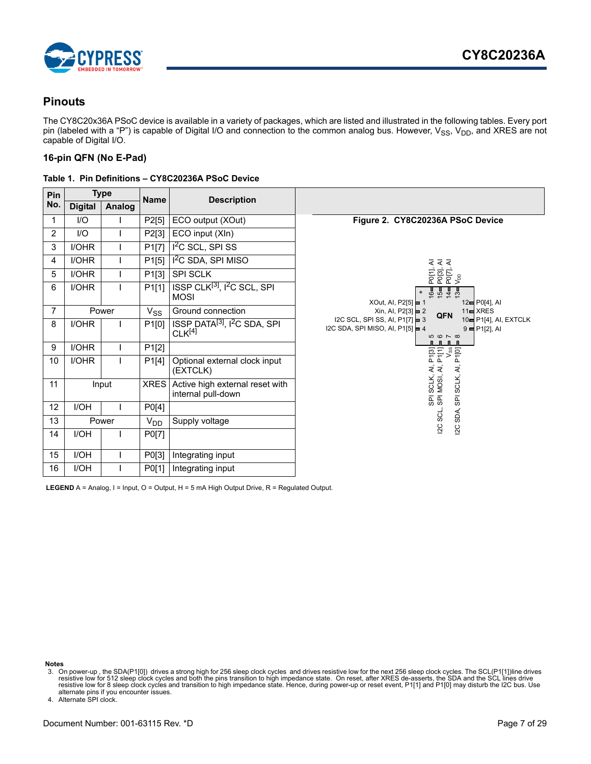## Pinouts

The CY8C20x36A PSoC device is available in a variety of packages, which are listed and illustrated in the following tables. Every port pin (labeled with a "P") is capable of Digital I/O and connection to the common analog bus. However, $V_{SS}$, $V_{DD}$, and XRES are not capable of Digital I/O.

### 16-pin QFN (No E-Pad)

**Table 1. Pin Definitions – CY8C20236A PSoC Device**

| Pin No. | Type | | Name | Description |
|---|---|---|---|---|
| | Digital | Analog | | |
| 1 | I/O | I | P2[5] | ECO output (XOut) |
| 2 | I/O | I | P2[3] | ECO input (XIn) |
| 3 | I/OHR | I | P1[7] | I2C SCL, SPI SS |
| 4 | I/OHR | I | P1[5] | I2C SDA, SPI MISO |
| 5 | I/OHR | I | P1[3] | SPI SCLK |
| 6 | I/OHR | I | P1[1] | ISSP CLK[3], I2C SCL, SPI MOSI |
| 7 | Power | | $V_{SS}$ | Ground connection |
| 8 | I/OHR | I | P1[0] | ISSP DATA[3], I2C SDA, SPI CLK[4] |
| 9 | I/OHR | I | P1[2] | |
| 10 | I/OHR | I | P1[4] | Optional external clock input (EXTCLK) |
| 11 | Input | | XRES | Active high external reset with internal pull-down |
| 12 | I/OH | I | P0[4] | |
| 13 | Power | | $V_{DD}$ | Supply voltage |
| 14 | I/OH | I | P0[7] | |
| 15 | I/OH | I | P0[3] | Integrating input |
| 16 | I/OH | I | P0[1] | Integrating input |

**Figure 2. CY8C20236A PSoC Device**

QFN

- Pin 1: XOut, AI, P2[5]
- Pin 2: Xin, AI, P2[3]
- Pin 3: I2C SCL, SPI SS, AI, P1[7]
- Pin 4: I2C SDA, SPI MISO, AI, P1[5]
- Pin 5: SPI SCLK, AI, P1[3]
- Pin 6: I2C SCL, SPI MOSI, AI, P1[1]
- Pin 7: $V_{SS}$
- Pin 8: I2C SDA, SPI SCLK, AI, P1[0]
- Pin 9: P1[2], AI
- Pin 10: P1[4], AI, EXTCLK
- Pin 11: XRES
- Pin 12: P0[4], AI
- Pin 13: $V_{DD}$
- Pin 14: P0[7], AI
- Pin 15: P0[3], AI
- Pin 16: P0[1], AI

**LEGEND** A = Analog, I = Input, O = Output, H = 5 mA High Output Drive, R = Regulated Output.

**Notes**

3. On power-up , the SDA(P1[0]) drives a strong high for 256 sleep clock cycles and drives resistive low for the next 256 sleep clock cycles. The SCL(P1[1])line drives resistive low for 512 sleep clock cycles and both the pins transition to high impedance state. On reset, after XRES de-asserts, the SDA and the SCL lines drive resistive low for 8 sleep clock cycles and transition to high impedance state. Hence, during power-up or reset event, P1[1] and P1[0] may disturb the I2C bus. Use alternate pins if you encounter issues.
4. Alternate SPI clock.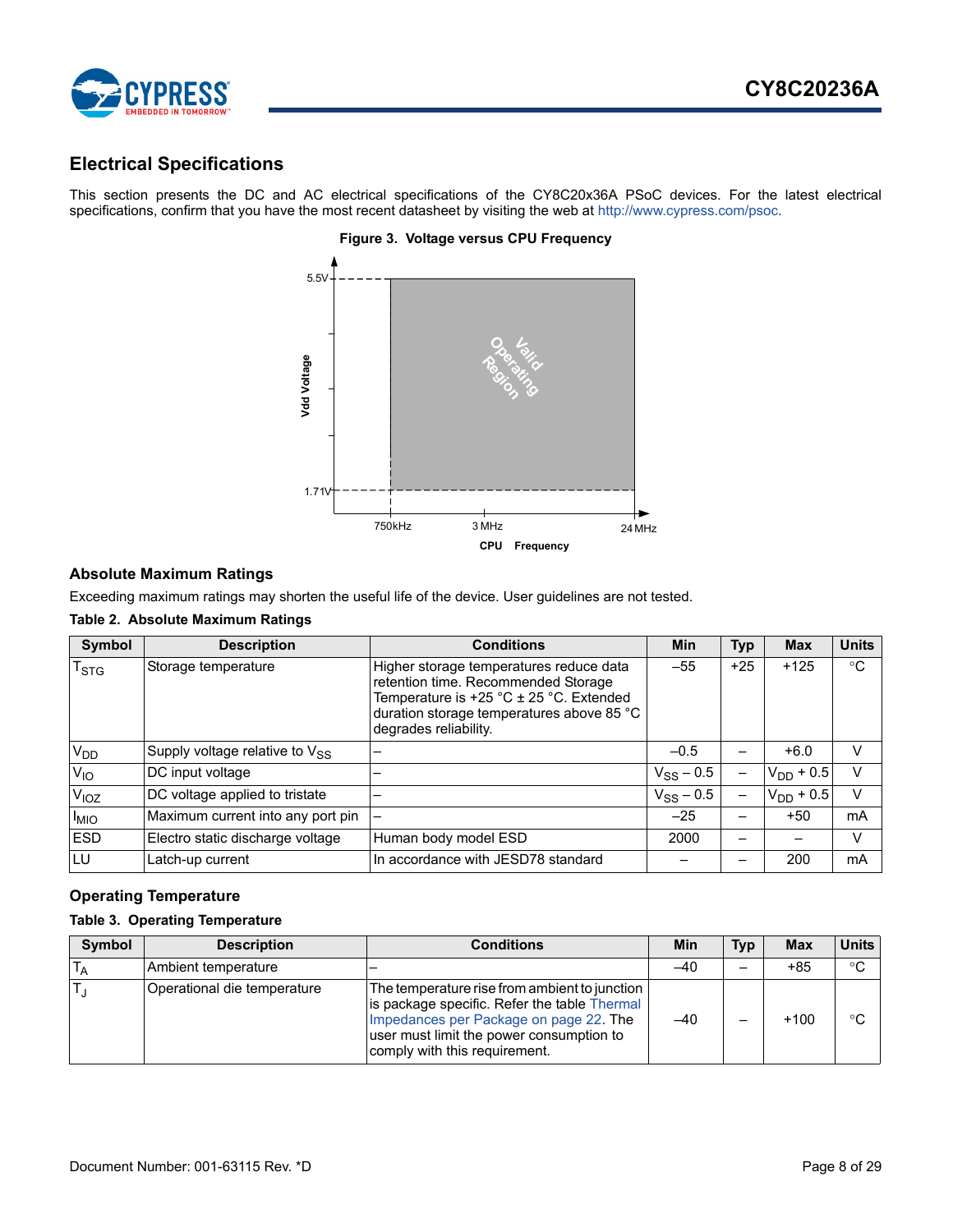## Electrical Specifications

This section presents the DC and AC electrical specifications of the CY8C20x36A PSoC devices. For the latest electrical specifications, confirm that you have the most recent datasheet by visiting the web at http://www.cypress.com/psoc.

**Figure 3. Voltage versus CPU Frequency**

### Absolute Maximum Ratings

Exceeding maximum ratings may shorten the useful life of the device. User guidelines are not tested.

**Table 2. Absolute Maximum Ratings**

| Symbol | Description | Conditions | Min | Typ | Max | Units |
|---|---|---|---|---|---|---|
| $T_{STG}$ | Storage temperature | Higher storage temperatures reduce data retention time. Recommended Storage Temperature is +25 °C ± 25 °C. Extended duration storage temperatures above 85 °C degrades reliability. | –55 | +25 | +125 | °C |
| $V_{DD}$ | Supply voltage relative to $V_{SS}$ | – | –0.5 | – | +6.0 | V |
| $V_{IO}$ | DC input voltage | – | $V_{SS}$ – 0.5 | – | $V_{DD}$ + 0.5 | V |
| $V_{IOZ}$ | DC voltage applied to tristate | – | $V_{SS}$ – 0.5 | – | $V_{DD}$ + 0.5 | V |
| $I_{MIO}$ | Maximum current into any port pin | – | –25 | – | +50 | mA |
| ESD | Electro static discharge voltage | Human body model ESD | 2000 | – | – | V |
| LU | Latch-up current | In accordance with JESD78 standard | – | – | 200 | mA |

### Operating Temperature

**Table 3. Operating Temperature**

| Symbol | Description | Conditions | Min | Typ | Max | Units |
|---|---|---|---|---|---|---|
| $T_A$ | Ambient temperature | – | –40 | – | +85 | °C |
| $T_J$ | Operational die temperature | The temperature rise from ambient to junction is package specific. Refer the table Thermal Impedances per Package on page 22. The user must limit the power consumption to comply with this requirement. | –40 | – | +100 | °C |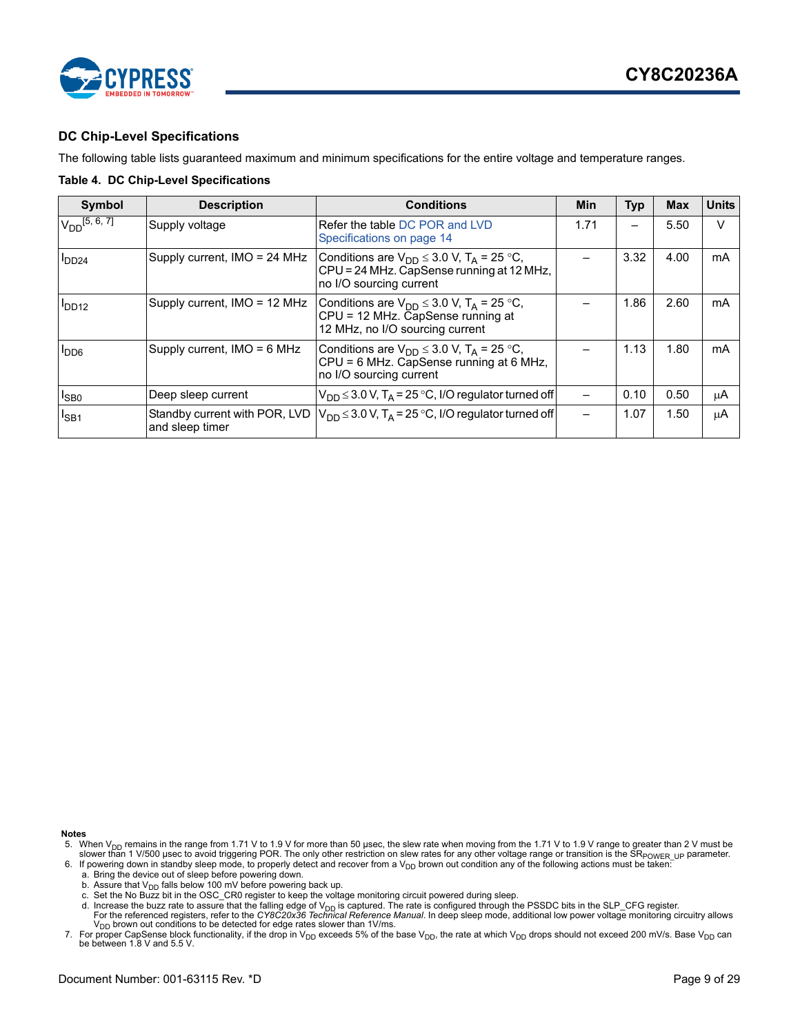## DC Chip-Level Specifications

The following table lists guaranteed maximum and minimum specifications for the entire voltage and temperature ranges.

**Table 4. DC Chip-Level Specifications**

| Symbol | Description | Conditions | Min | Typ | Max | Units |
|---|---|---|---|---|---|---|
| $V_{DD}$ [5, 6, 7] | Supply voltage | Refer the table DC POR and LVD Specifications on page 14 | 1.71 | – | 5.50 | V |
| $I_{DD24}$ | Supply current, IMO = 24 MHz | Conditions are $V_{DD} \leq 3.0$ V, $T_A = 25$ °C, CPU = 24 MHz. CapSense running at 12 MHz, no I/O sourcing current | – | 3.32 | 4.00 | mA |
| $I_{DD12}$ | Supply current, IMO = 12 MHz | Conditions are $V_{DD} \leq 3.0$ V, $T_A = 25$ °C, CPU = 12 MHz. CapSense running at 12 MHz, no I/O sourcing current | – | 1.86 | 2.60 | mA |
| $I_{DD6}$ | Supply current, IMO = 6 MHz | Conditions are $V_{DD} \leq 3.0$ V, $T_A = 25$ °C, CPU = 6 MHz. CapSense running at 6 MHz, no I/O sourcing current | – | 1.13 | 1.80 | mA |
| $I_{SB0}$ | Deep sleep current | $V_{DD} \leq 3.0$ V, $T_A = 25$ °C, I/O regulator turned off | – | 0.10 | 0.50 | µA |
| $I_{SB1}$ | Standby current with POR, LVD and sleep timer | $V_{DD} \leq 3.0$ V, $T_A = 25$ °C, I/O regulator turned off | – | 1.07 | 1.50 | µA |

**Notes**

5. When $V_{DD}$ remains in the range from 1.71 V to 1.9 V for more than 50 µsec, the slew rate when moving from the 1.71 V to 1.9 V range to greater than 2 V must be slower than 1 V/500 µsec to avoid triggering POR. The only other restriction on slew rates for any other voltage range or transition is the $SR_{POWER\_UP}$ parameter.
6. If powering down in standby sleep mode, to properly detect and recover from a $V_{DD}$ brown out condition any of the following actions must be taken:
   a. Bring the device out of sleep before powering down.
   b. Assure that $V_{DD}$ falls below 100 mV before powering back up.
   c. Set the No Buzz bit in the OSC_CR0 register to keep the voltage monitoring circuit powered during sleep.
   d. Increase the buzz rate to assure that the falling edge of $V_{DD}$ is captured. The rate is configured through the PSSDC bits in the SLP_CFG register. For the referenced registers, refer to the *CY8C20x36 Technical Reference Manual*. In deep sleep mode, additional low power voltage monitoring circuitry allows $V_{DD}$ brown out conditions to be detected for edge rates slower than 1V/ms.
7. For proper CapSense block functionality, if the drop in $V_{DD}$ exceeds 5% of the base $V_{DD}$, the rate at which $V_{DD}$ drops should not exceed 200 mV/s. Base $V_{DD}$ can be between 1.8 V and 5.5 V.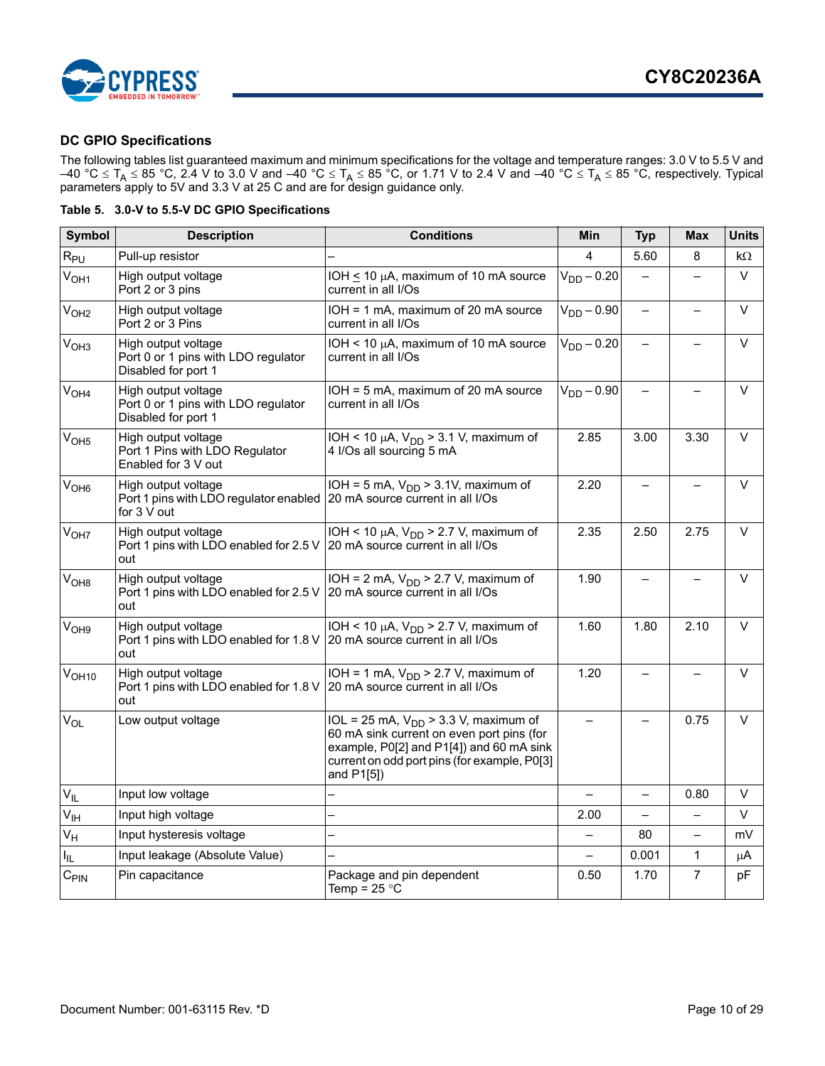## DC GPIO Specifications

The following tables list guaranteed maximum and minimum specifications for the voltage and temperature ranges: 3.0 V to 5.5 V and –40 °C ≤ $T_A$ ≤ 85 °C, 2.4 V to 3.0 V and –40 °C ≤ $T_A$ ≤ 85 °C, or 1.71 V to 2.4 V and –40 °C ≤ $T_A$ ≤ 85 °C, respectively. Typical parameters apply to 5V and 3.3 V at 25 C and are for design guidance only.

**Table 5. 3.0-V to 5.5-V DC GPIO Specifications**

| Symbol | Description | Conditions | Min | Typ | Max | Units |
|---|---|---|---|---|---|---|
| $R_{PU}$ | Pull-up resistor | – | 4 | 5.60 | 8 | kΩ |
| $V_{OH1}$ | High output voltage<br>Port 2 or 3 pins | IOH ≤ 10 µA, maximum of 10 mA source current in all I/Os | $V_{DD}$ – 0.20 | – | – | V |
| $V_{OH2}$ | High output voltage<br>Port 2 or 3 Pins | IOH = 1 mA, maximum of 20 mA source current in all I/Os | $V_{DD}$ – 0.90 | – | – | V |
| $V_{OH3}$ | High output voltage<br>Port 0 or 1 pins with LDO regulator Disabled for port 1 | IOH < 10 µA, maximum of 10 mA source current in all I/Os | $V_{DD}$ – 0.20 | – | – | V |
| $V_{OH4}$ | High output voltage<br>Port 0 or 1 pins with LDO regulator Disabled for port 1 | IOH = 5 mA, maximum of 20 mA source current in all I/Os | $V_{DD}$ – 0.90 | – | – | V |
| $V_{OH5}$ | High output voltage<br>Port 1 Pins with LDO Regulator Enabled for 3 V out | IOH < 10 µA, $V_{DD}$ > 3.1 V, maximum of 4 I/Os all sourcing 5 mA | 2.85 | 3.00 | 3.30 | V |
| $V_{OH6}$ | High output voltage<br>Port 1 pins with LDO regulator enabled for 3 V out | IOH = 5 mA, $V_{DD}$ > 3.1V, maximum of 20 mA source current in all I/Os | 2.20 | – | – | V |
| $V_{OH7}$ | High output voltage<br>Port 1 pins with LDO enabled for 2.5 V out | IOH < 10 µA, $V_{DD}$ > 2.7 V, maximum of 20 mA source current in all I/Os | 2.35 | 2.50 | 2.75 | V |
| $V_{OH8}$ | High output voltage<br>Port 1 pins with LDO enabled for 2.5 V out | IOH = 2 mA, $V_{DD}$ > 2.7 V, maximum of 20 mA source current in all I/Os | 1.90 | – | – | V |
| $V_{OH9}$ | High output voltage<br>Port 1 pins with LDO enabled for 1.8 V out | IOH < 10 µA, $V_{DD}$ > 2.7 V, maximum of 20 mA source current in all I/Os | 1.60 | 1.80 | 2.10 | V |
| $V_{OH10}$ | High output voltage<br>Port 1 pins with LDO enabled for 1.8 V out | IOH = 1 mA, $V_{DD}$ > 2.7 V, maximum of 20 mA source current in all I/Os | 1.20 | – | – | V |
| $V_{OL}$ | Low output voltage | IOL = 25 mA, $V_{DD}$ > 3.3 V, maximum of 60 mA sink current on even port pins (for example, P0[2] and P1[4]) and 60 mA sink current on odd port pins (for example, P0[3] and P1[5]) | – | – | 0.75 | V |
| $V_{IL}$ | Input low voltage | – | – | – | 0.80 | V |
| $V_{IH}$ | Input high voltage | – | 2.00 | – | – | V |
| $V_H$ | Input hysteresis voltage | – | – | 80 | – | mV |
| $I_{IL}$ | Input leakage (Absolute Value) | – | – | 0.001 | 1 | µA |
| $C_{PIN}$ | Pin capacitance | Package and pin dependent<br>Temp = 25 °C | 0.50 | 1.70 | 7 | pF |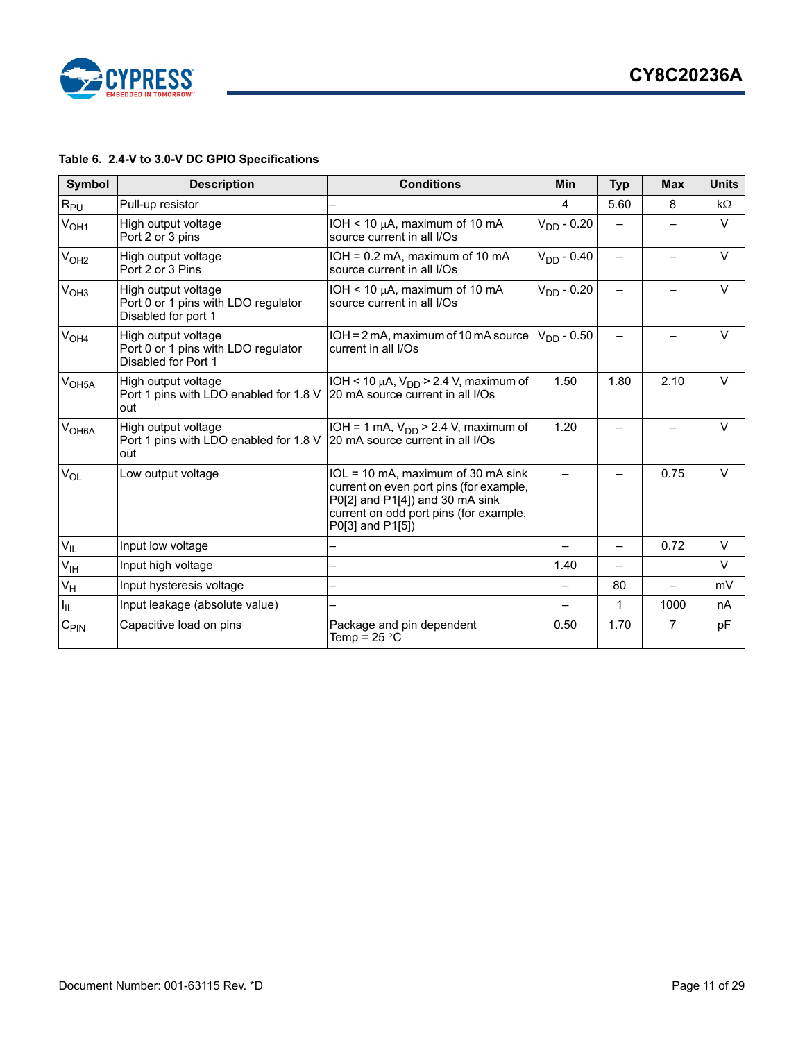**Table 6. 2.4-V to 3.0-V DC GPIO Specifications**

| Symbol | Description | Conditions | Min | Typ | Max | Units |
|---|---|---|---|---|---|---|
| $R_{PU}$ | Pull-up resistor | – | 4 | 5.60 | 8 | kΩ |
| $V_{OH1}$ | High output voltage Port 2 or 3 pins | IOH < 10 µA, maximum of 10 mA source current in all I/Os | $V_{DD}$ - 0.20 | – | – | V |
| $V_{OH2}$ | High output voltage Port 2 or 3 Pins | IOH = 0.2 mA, maximum of 10 mA source current in all I/Os | $V_{DD}$ - 0.40 | – | – | V |
| $V_{OH3}$ | High output voltage Port 0 or 1 pins with LDO regulator Disabled for port 1 | IOH < 10 µA, maximum of 10 mA source current in all I/Os | $V_{DD}$ - 0.20 | – | – | V |
| $V_{OH4}$ | High output voltage Port 0 or 1 pins with LDO regulator Disabled for Port 1 | IOH = 2 mA, maximum of 10 mA source current in all I/Os | $V_{DD}$ - 0.50 | – | – | V |
| $V_{OH5A}$ | High output voltage Port 1 pins with LDO enabled for 1.8 V out | IOH < 10 µA, $V_{DD}$ > 2.4 V, maximum of 20 mA source current in all I/Os | 1.50 | 1.80 | 2.10 | V |
| $V_{OH6A}$ | High output voltage Port 1 pins with LDO enabled for 1.8 V out | IOH = 1 mA, $V_{DD}$ > 2.4 V, maximum of 20 mA source current in all I/Os | 1.20 | – | – | V |
| $V_{OL}$ | Low output voltage | IOL = 10 mA, maximum of 30 mA sink current on even port pins (for example, P0[2] and P1[4]) and 30 mA sink current on odd port pins (for example, P0[3] and P1[5]) | – | – | 0.75 | V |
| $V_{IL}$ | Input low voltage | – | – | – | 0.72 | V |
| $V_{IH}$ | Input high voltage | – | 1.40 | – | | V |
| $V_H$ | Input hysteresis voltage | – | – | 80 | – | mV |
| $I_{IL}$ | Input leakage (absolute value) | – | – | 1 | 1000 | nA |
| $C_{PIN}$ | Capacitive load on pins | Package and pin dependent Temp = 25 °C | 0.50 | 1.70 | 7 | pF |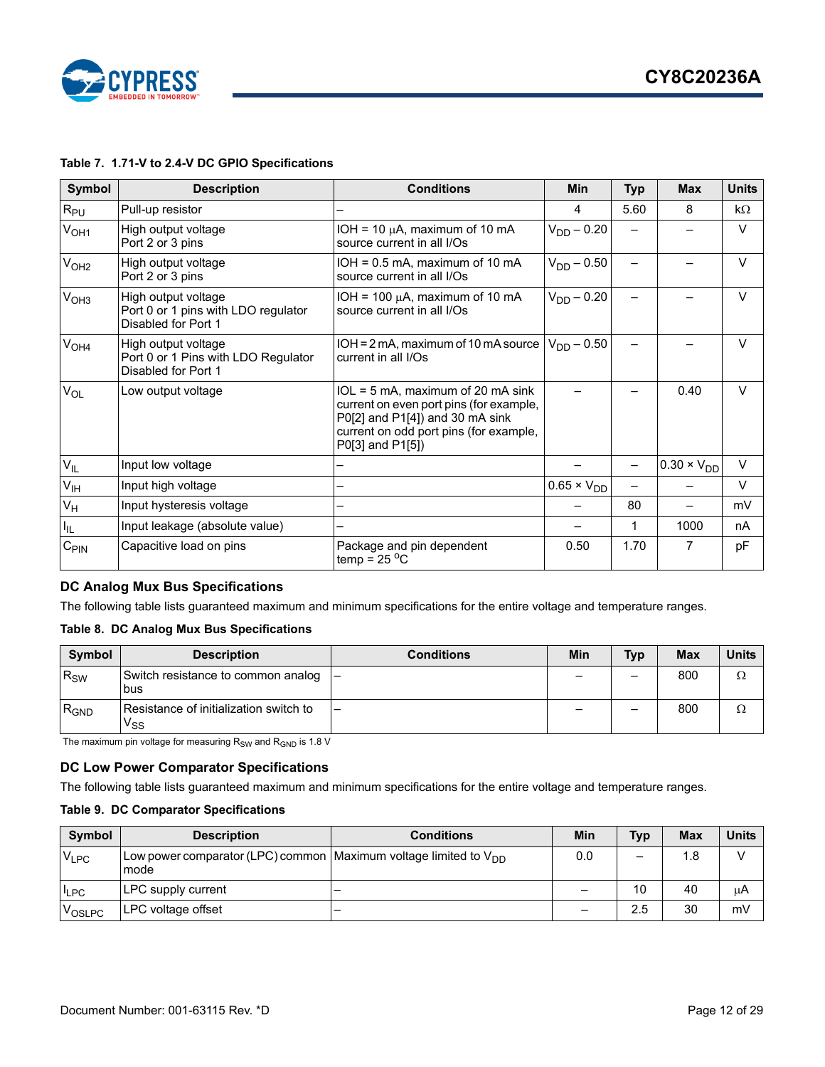**Table 7. 1.71-V to 2.4-V DC GPIO Specifications**

| Symbol | Description | Conditions | Min | Typ | Max | Units |
|---|---|---|---|---|---|---|
| $R_{PU}$ | Pull-up resistor | – | 4 | 5.60 | 8 | kΩ |
| $V_{OH1}$ | High output voltage Port 2 or 3 pins | IOH = 10 µA, maximum of 10 mA source current in all I/Os | $V_{DD}$ – 0.20 | – | – | V |
| $V_{OH2}$ | High output voltage Port 2 or 3 pins | IOH = 0.5 mA, maximum of 10 mA source current in all I/Os | $V_{DD}$ – 0.50 | – | – | V |
| $V_{OH3}$ | High output voltage Port 0 or 1 pins with LDO regulator Disabled for Port 1 | IOH = 100 µA, maximum of 10 mA source current in all I/Os | $V_{DD}$ – 0.20 | – | – | V |
| $V_{OH4}$ | High output voltage Port 0 or 1 Pins with LDO Regulator Disabled for Port 1 | IOH = 2 mA, maximum of 10 mA source current in all I/Os | $V_{DD}$ – 0.50 | – | – | V |
| $V_{OL}$ | Low output voltage | IOL = 5 mA, maximum of 20 mA sink current on even port pins (for example, P0[2] and P1[4]) and 30 mA sink current on odd port pins (for example, P0[3] and P1[5]) | – | – | 0.40 | V |
| $V_{IL}$ | Input low voltage | – | – | – | 0.30 × $V_{DD}$ | V |
| $V_{IH}$ | Input high voltage | – | 0.65 × $V_{DD}$ | – | – | V |
| $V_H$ | Input hysteresis voltage | – | – | 80 | – | mV |
| $I_{IL}$ | Input leakage (absolute value) | – | – | 1 | 1000 | nA |
| $C_{PIN}$ | Capacitive load on pins | Package and pin dependent temp = 25 °C | 0.50 | 1.70 | 7 | pF |

## DC Analog Mux Bus Specifications

The following table lists guaranteed maximum and minimum specifications for the entire voltage and temperature ranges.

**Table 8. DC Analog Mux Bus Specifications**

| Symbol | Description | Conditions | Min | Typ | Max | Units |
|---|---|---|---|---|---|---|
| $R_{SW}$ | Switch resistance to common analog bus | – | – | – | 800 | Ω |
| $R_{GND}$ | Resistance of initialization switch to $V_{SS}$ | – | – | – | 800 | Ω |

The maximum pin voltage for measuring $R_{SW}$ and $R_{GND}$ is 1.8 V

## DC Low Power Comparator Specifications

The following table lists guaranteed maximum and minimum specifications for the entire voltage and temperature ranges.

**Table 9. DC Comparator Specifications**

| Symbol | Description | Conditions | Min | Typ | Max | Units |
|---|---|---|---|---|---|---|
| $V_{LPC}$ | Low power comparator (LPC) common mode | Maximum voltage limited to $V_{DD}$ | 0.0 | – | 1.8 | V |
| $I_{LPC}$ | LPC supply current | – | – | 10 | 40 | µA |
| $V_{OSLPC}$ | LPC voltage offset | – | – | 2.5 | 30 | mV |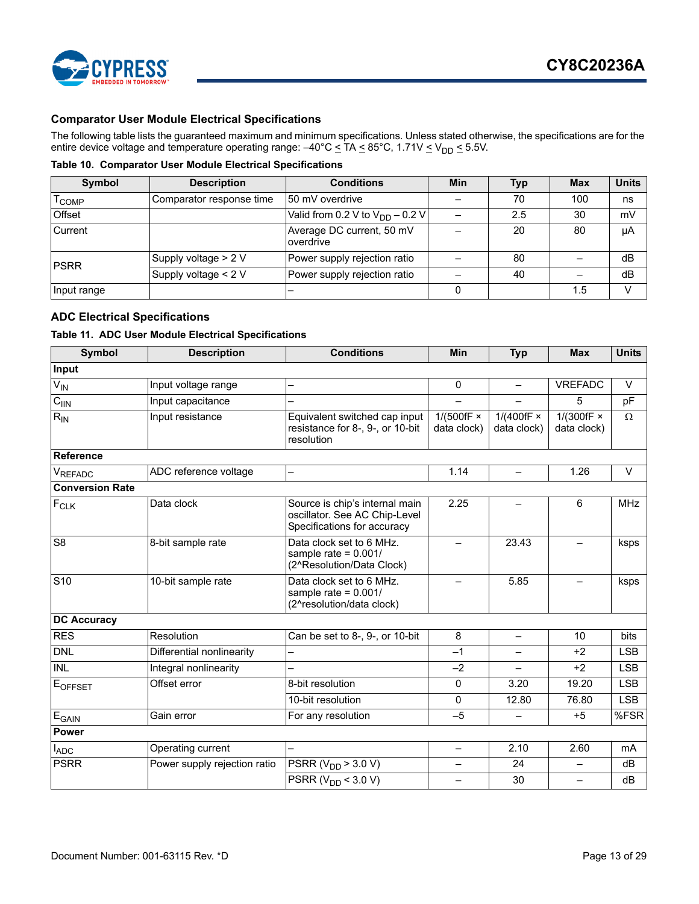### Comparator User Module Electrical Specifications

The following table lists the guaranteed maximum and minimum specifications. Unless stated otherwise, the specifications are for the entire device voltage and temperature operating range: –40°C ≤ TA ≤ 85°C, 1.71V ≤ $V_{DD}$ ≤ 5.5V.

**Table 10. Comparator User Module Electrical Specifications**

| Symbol | Description | Conditions | Min | Typ | Max | Units |
|---|---|---|---|---|---|---|
| $T_{COMP}$ | Comparator response time | 50 mV overdrive | – | 70 | 100 | ns |
| Offset | | Valid from 0.2 V to $V_{DD}$ – 0.2 V | – | 2.5 | 30 | mV |
| Current | | Average DC current, 50 mV overdrive | – | 20 | 80 | µA |
| PSRR | Supply voltage > 2 V | Power supply rejection ratio | – | 80 | – | dB |
| | Supply voltage < 2 V | Power supply rejection ratio | – | 40 | – | dB |
| Input range | | – | 0 | | 1.5 | V |

### ADC Electrical Specifications

**Table 11. ADC User Module Electrical Specifications**

| Symbol | Description | Conditions | Min | Typ | Max | Units |
|---|---|---|---|---|---|---|
| **Input** | | | | | | |
| $V_{IN}$ | Input voltage range | – | 0 | – | VREFADC | V |
| $C_{IIN}$ | Input capacitance | – | – | – | 5 | pF |
| $R_{IN}$ | Input resistance | Equivalent switched cap input resistance for 8-, 9-, or 10-bit resolution | 1/(500fF × data clock) | 1/(400fF × data clock) | 1/(300fF × data clock) | Ω |
| **Reference** | | | | | | |
| $V_{REFADC}$ | ADC reference voltage | – | 1.14 | – | 1.26 | V |
| **Conversion Rate** | | | | | | |
| $F_{CLK}$ | Data clock | Source is chip's internal main oscillator. See AC Chip-Level Specifications for accuracy | 2.25 | – | 6 | MHz |
| S8 | 8-bit sample rate | Data clock set to 6 MHz. sample rate = 0.001/ (2^Resolution/Data Clock) | – | 23.43 | – | ksps |
| S10 | 10-bit sample rate | Data clock set to 6 MHz. sample rate = 0.001/ (2^resolution/data clock) | – | 5.85 | – | ksps |
| **DC Accuracy** | | | | | | |
| RES | Resolution | Can be set to 8-, 9-, or 10-bit | 8 | – | 10 | bits |
| DNL | Differential nonlinearity | – | –1 | – | +2 | LSB |
| INL | Integral nonlinearity | – | –2 | – | +2 | LSB |
| $E_{OFFSET}$ | Offset error | 8-bit resolution | 0 | 3.20 | 19.20 | LSB |
| | | 10-bit resolution | 0 | 12.80 | 76.80 | LSB |
| $E_{GAIN}$ | Gain error | For any resolution | –5 | – | +5 | %FSR |
| **Power** | | | | | | |
| $I_{ADC}$ | Operating current | – | – | 2.10 | 2.60 | mA |
| PSRR | Power supply rejection ratio | PSRR ($V_{DD}$ > 3.0 V) | – | 24 | – | dB |
| | | PSRR ($V_{DD}$ < 3.0 V) | – | 30 | – | dB |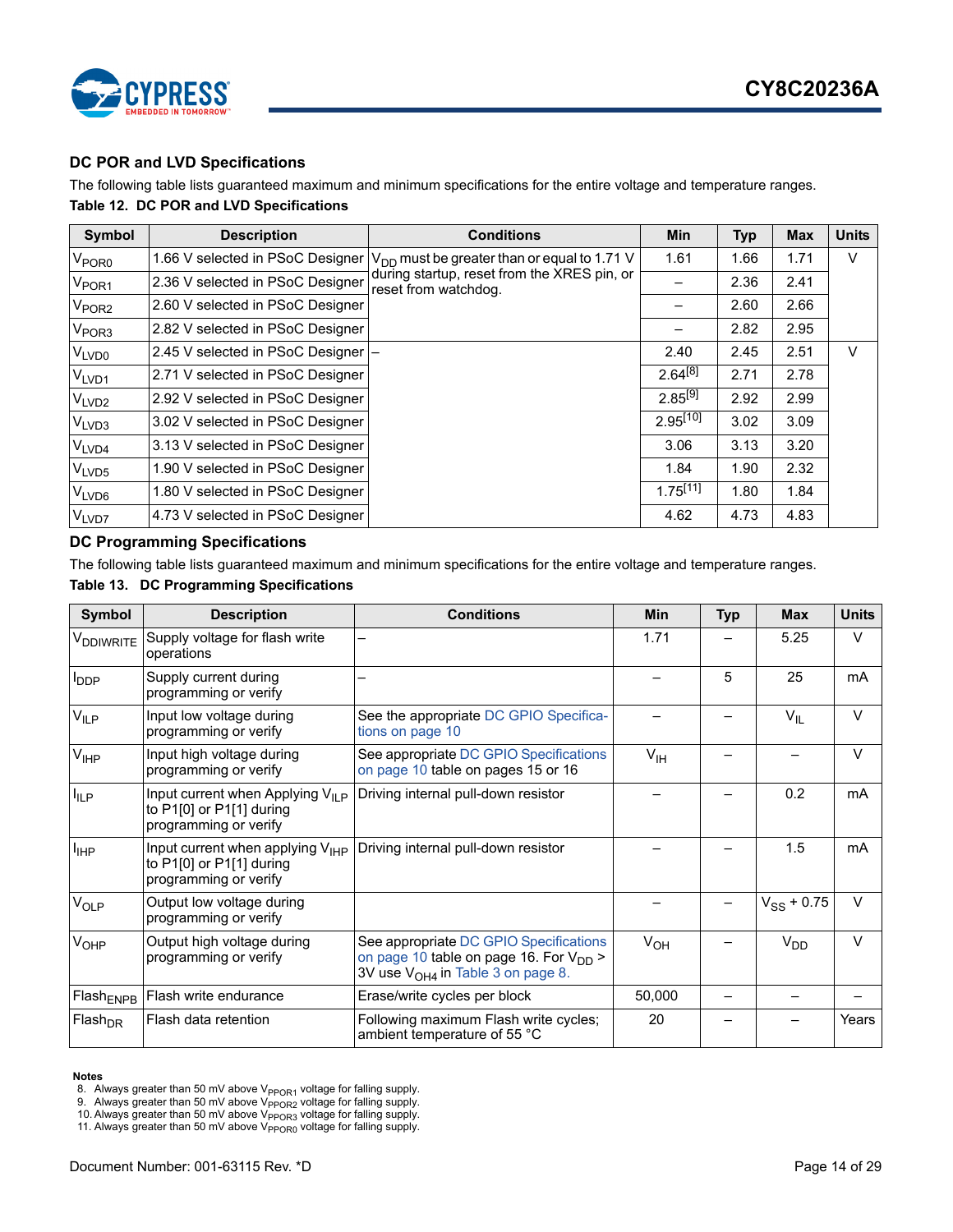## DC POR and LVD Specifications

The following table lists guaranteed maximum and minimum specifications for the entire voltage and temperature ranges.

**Table 12. DC POR and LVD Specifications**

| Symbol | Description | Conditions | Min | Typ | Max | Units |
|---|---|---|---|---|---|---|
| $V_{POR0}$ | 1.66 V selected in PSoC Designer | $V_{DD}$ must be greater than or equal to 1.71 V during startup, reset from the XRES pin, or reset from watchdog. | 1.61 | 1.66 | 1.71 | V |
| $V_{POR1}$ | 2.36 V selected in PSoC Designer | | – | 2.36 | 2.41 | |
| $V_{POR2}$ | 2.60 V selected in PSoC Designer | | – | 2.60 | 2.66 | |
| $V_{POR3}$ | 2.82 V selected in PSoC Designer | | – | 2.82 | 2.95 | |
| $V_{LVD0}$ | 2.45 V selected in PSoC Designer | – | 2.40 | 2.45 | 2.51 | V |
| $V_{LVD1}$ | 2.71 V selected in PSoC Designer | | 2.64[8] | 2.71 | 2.78 | |
| $V_{LVD2}$ | 2.92 V selected in PSoC Designer | | 2.85[9] | 2.92 | 2.99 | |
| $V_{LVD3}$ | 3.02 V selected in PSoC Designer | | 2.95[10] | 3.02 | 3.09 | |
| $V_{LVD4}$ | 3.13 V selected in PSoC Designer | | 3.06 | 3.13 | 3.20 | |
| $V_{LVD5}$ | 1.90 V selected in PSoC Designer | | 1.84 | 1.90 | 2.32 | |
| $V_{LVD6}$ | 1.80 V selected in PSoC Designer | | 1.75[11] | 1.80 | 1.84 | |
| $V_{LVD7}$ | 4.73 V selected in PSoC Designer | | 4.62 | 4.73 | 4.83 | |

## DC Programming Specifications

The following table lists guaranteed maximum and minimum specifications for the entire voltage and temperature ranges.

**Table 13. DC Programming Specifications**

| Symbol | Description | Conditions | Min | Typ | Max | Units |
|---|---|---|---|---|---|---|
| $V_{DDIWRITE}$ | Supply voltage for flash write operations | – | 1.71 | – | 5.25 | V |
| $I_{DDP}$ | Supply current during programming or verify | – | – | 5 | 25 | mA |
| $V_{ILP}$ | Input low voltage during programming or verify | See the appropriate DC GPIO Specifications on page 10 | – | – | $V_{IL}$ | V |
| $V_{IHP}$ | Input high voltage during programming or verify | See appropriate DC GPIO Specifications on page 10 table on pages 15 or 16 | $V_{IH}$ | – | – | V |
| $I_{ILP}$ | Input current when Applying $V_{ILP}$ to P1[0] or P1[1] during programming or verify | Driving internal pull-down resistor | – | – | 0.2 | mA |
| $I_{IHP}$ | Input current when applying $V_{IHP}$ to P1[0] or P1[1] during programming or verify | Driving internal pull-down resistor | – | – | 1.5 | mA |
| $V_{OLP}$ | Output low voltage during programming or verify | | – | – | $V_{SS}$ + 0.75 | V |
| $V_{OHP}$ | Output high voltage during programming or verify | See appropriate DC GPIO Specifications on page 10 table on page 16. For $V_{DD}$ > 3V use $V_{OH4}$ in Table 3 on page 8. | $V_{OH}$ | – | $V_{DD}$ | V |
| $Flash_{ENPB}$ | Flash write endurance | Erase/write cycles per block | 50,000 | – | – | – |
| $Flash_{DR}$ | Flash data retention | Following maximum Flash write cycles; ambient temperature of 55 °C | 20 | – | – | Years |

**Notes**
8. Always greater than 50 mV above $V_{PPOR1}$ voltage for falling supply.
9. Always greater than 50 mV above $V_{PPOR2}$ voltage for falling supply.
10. Always greater than 50 mV above $V_{PPOR3}$ voltage for falling supply.
11. Always greater than 50 mV above $V_{PPOR0}$ voltage for falling supply.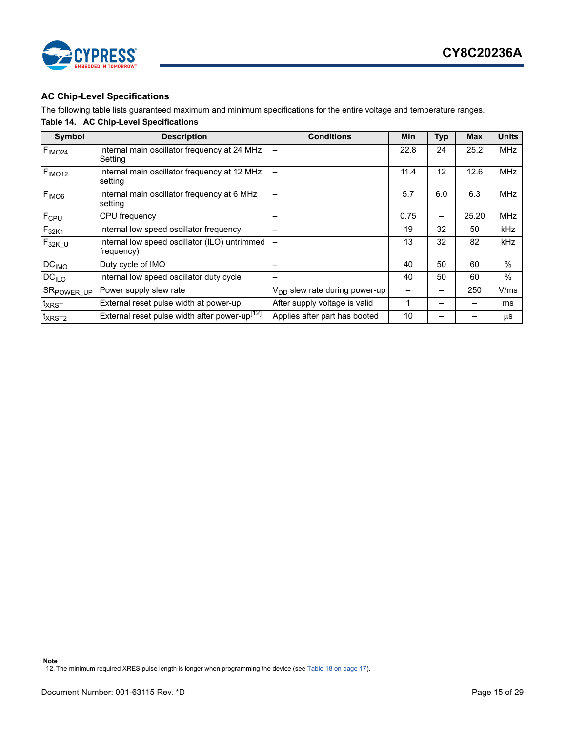## AC Chip-Level Specifications

The following table lists guaranteed maximum and minimum specifications for the entire voltage and temperature ranges.

**Table 14. AC Chip-Level Specifications**

| Symbol | Description | Conditions | Min | Typ | Max | Units |
|---|---|---|---|---|---|---|
| $F_{IMO24}$ | Internal main oscillator frequency at 24 MHz Setting | – | 22.8 | 24 | 25.2 | MHz |
| $F_{IMO12}$ | Internal main oscillator frequency at 12 MHz setting | – | 11.4 | 12 | 12.6 | MHz |
| $F_{IMO6}$ | Internal main oscillator frequency at 6 MHz setting | – | 5.7 | 6.0 | 6.3 | MHz |
| $F_{CPU}$ | CPU frequency | – | 0.75 | – | 25.20 | MHz |
| $F_{32K1}$ | Internal low speed oscillator frequency | – | 19 | 32 | 50 | kHz |
| $F_{32K\_U}$ | Internal low speed oscillator (ILO) untrimmed frequency) | – | 13 | 32 | 82 | kHz |
| $DC_{IMO}$ | Duty cycle of IMO | – | 40 | 50 | 60 | % |
| $DC_{ILO}$ | Internal low speed oscillator duty cycle | – | 40 | 50 | 60 | % |
| $SR_{POWER\_UP}$ | Power supply slew rate | $V_{DD}$ slew rate during power-up | – | – | 250 | V/ms |
| $t_{XRST}$ | External reset pulse width at power-up | After supply voltage is valid | 1 | – | – | ms |
| $t_{XRST2}$ | External reset pulse width after power-up[12] | Applies after part has booted | 10 | – | – | µs |

**Note**

12. The minimum required XRES pulse length is longer when programming the device (see Table 18 on page 17).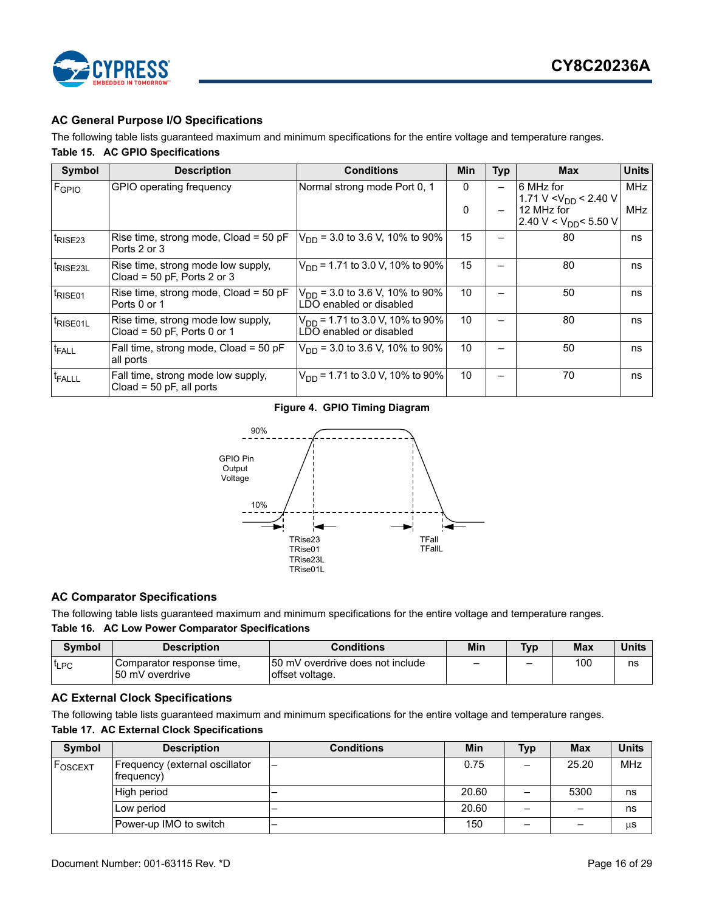## AC General Purpose I/O Specifications

The following table lists guaranteed maximum and minimum specifications for the entire voltage and temperature ranges.

**Table 15. AC GPIO Specifications**

| Symbol | Description | Conditions | Min | Typ | Max | Units |
|---|---|---|---|---|---|---|
| $F_{GPIO}$ | GPIO operating frequency | Normal strong mode Port 0, 1 | 0<br>0 | –<br>– | 6 MHz for 1.71 V < $V_{DD}$ < 2.40 V<br>12 MHz for 2.40 V < $V_{DD}$ < 5.50 V | MHz<br>MHz |
| $t_{RISE23}$ | Rise time, strong mode, Cload = 50 pF Ports 2 or 3 | $V_{DD}$ = 3.0 to 3.6 V, 10% to 90% | 15 | – | 80 | ns |
| $t_{RISE23L}$ | Rise time, strong mode low supply, Cload = 50 pF, Ports 2 or 3 | $V_{DD}$ = 1.71 to 3.0 V, 10% to 90% | 15 | – | 80 | ns |
| $t_{RISE01}$ | Rise time, strong mode, Cload = 50 pF Ports 0 or 1 | $V_{DD}$ = 3.0 to 3.6 V, 10% to 90% LDO enabled or disabled | 10 | – | 50 | ns |
| $t_{RISE01L}$ | Rise time, strong mode low supply, Cload = 50 pF, Ports 0 or 1 | $V_{DD}$ = 1.71 to 3.0 V, 10% to 90% LDO enabled or disabled | 10 | – | 80 | ns |
| $t_{FALL}$ | Fall time, strong mode, Cload = 50 pF all ports | $V_{DD}$ = 3.0 to 3.6 V, 10% to 90% | 10 | – | 50 | ns |
| $t_{FALLL}$ | Fall time, strong mode low supply, Cload = 50 pF, all ports | $V_{DD}$ = 1.71 to 3.0 V, 10% to 90% | 10 | – | 70 | ns |

**Figure 4. GPIO Timing Diagram**

## AC Comparator Specifications

The following table lists guaranteed maximum and minimum specifications for the entire voltage and temperature ranges.

**Table 16. AC Low Power Comparator Specifications**

| Symbol | Description | Conditions | Min | Typ | Max | Units |
|---|---|---|---|---|---|---|
| $t_{LPC}$ | Comparator response time, 50 mV overdrive | 50 mV overdrive does not include offset voltage. | – | – | 100 | ns |

## AC External Clock Specifications

The following table lists guaranteed maximum and minimum specifications for the entire voltage and temperature ranges.

**Table 17. AC External Clock Specifications**

| Symbol | Description | Conditions | Min | Typ | Max | Units |
|---|---|---|---|---|---|---|
| $F_{OSCEXT}$ | Frequency (external oscillator frequency) | – | 0.75 | – | 25.20 | MHz |
| | High period | – | 20.60 | – | 5300 | ns |
| | Low period | – | 20.60 | – | – | ns |
| | Power-up IMO to switch | – | 150 | – | – | µs |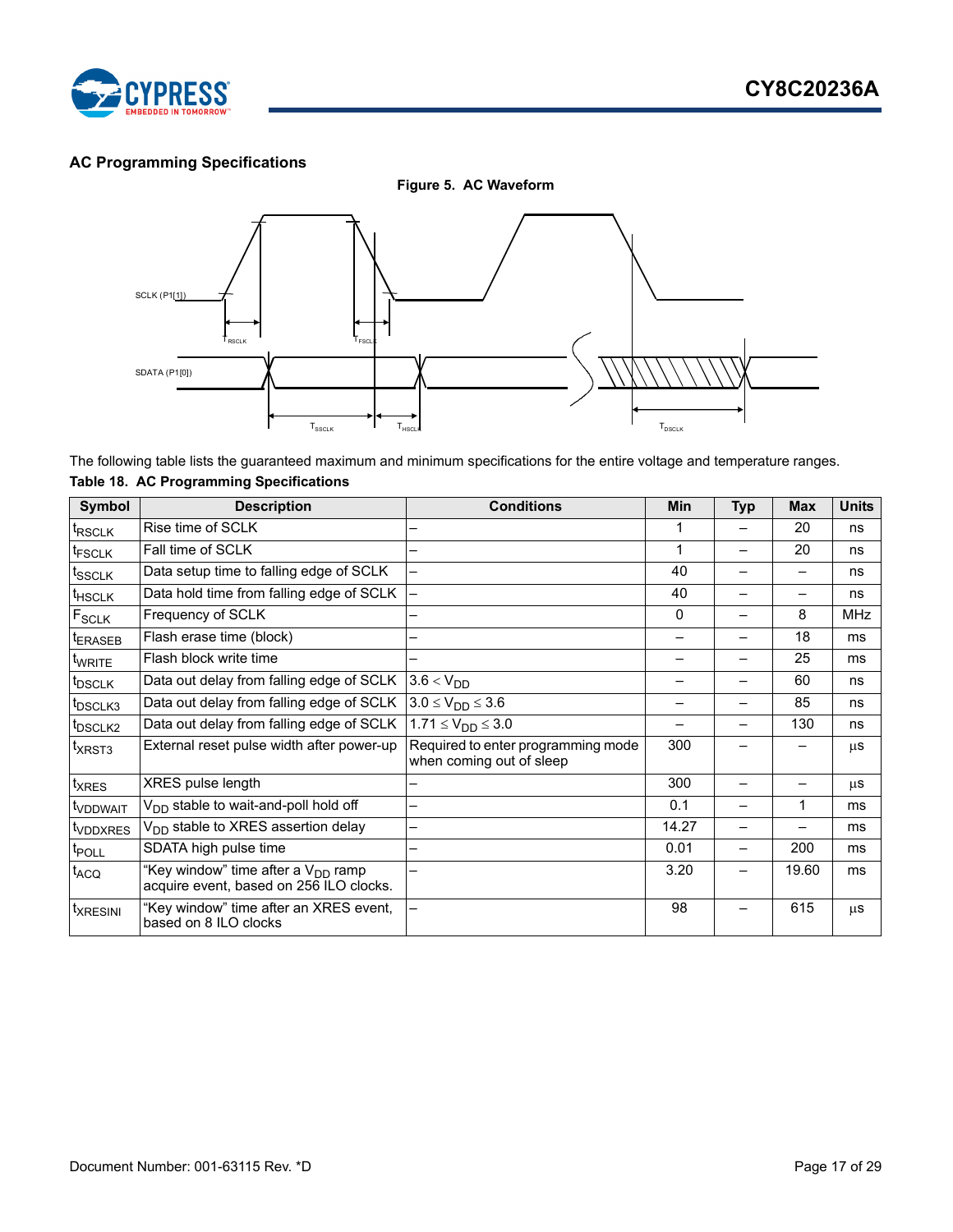### AC Programming Specifications

**Figure 5. AC Waveform**

The following table lists the guaranteed maximum and minimum specifications for the entire voltage and temperature ranges.

**Table 18. AC Programming Specifications**

| Symbol | Description | Conditions | Min | Typ | Max | Units |
|---|---|---|---|---|---|---|
| $t_{RSCLK}$ | Rise time of SCLK | – | 1 | – | 20 | ns |
| $t_{FSCLK}$ | Fall time of SCLK | – | 1 | – | 20 | ns |
| $t_{SSCLK}$ | Data setup time to falling edge of SCLK | – | 40 | – | – | ns |
| $t_{HSCLK}$ | Data hold time from falling edge of SCLK | – | 40 | – | – | ns |
| $F_{SCLK}$ | Frequency of SCLK | – | 0 | – | 8 | MHz |
| $t_{ERASEB}$ | Flash erase time (block) | – | – | – | 18 | ms |
| $t_{WRITE}$ | Flash block write time | – | – | – | 25 | ms |
| $t_{DSCLK}$ | Data out delay from falling edge of SCLK | $3.6 < V_{DD}$ | – | – | 60 | ns |
| $t_{DSCLK3}$ | Data out delay from falling edge of SCLK | $3.0 \le V_{DD} \le 3.6$ | – | – | 85 | ns |
| $t_{DSCLK2}$ | Data out delay from falling edge of SCLK | $1.71 \le V_{DD} \le 3.0$ | – | – | 130 | ns |
| $t_{XRST3}$ | External reset pulse width after power-up | Required to enter programming mode when coming out of sleep | 300 | – | – | µs |
| $t_{XRES}$ | XRES pulse length | – | 300 | – | – | µs |
| $t_{VDDWAIT}$ | $V_{DD}$ stable to wait-and-poll hold off | – | 0.1 | – | 1 | ms |
| $t_{VDDXRES}$ | $V_{DD}$ stable to XRES assertion delay | – | 14.27 | – | – | ms |
| $t_{POLL}$ | SDATA high pulse time | – | 0.01 | – | 200 | ms |
| $t_{ACQ}$ | "Key window" time after a $V_{DD}$ ramp acquire event, based on 256 ILO clocks. | – | 3.20 | – | 19.60 | ms |
| $t_{XRESINI}$ | "Key window" time after an XRES event, based on 8 ILO clocks | – | 98 | – | 615 | µs |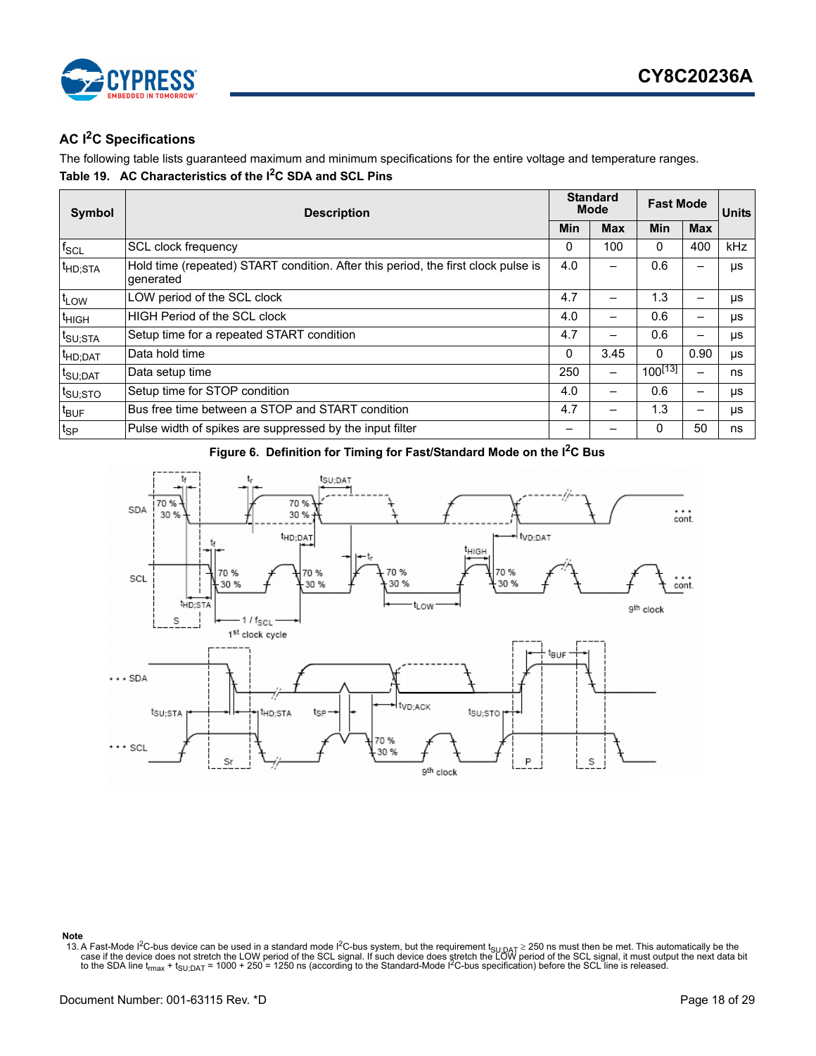## AC I2C Specifications

The following table lists guaranteed maximum and minimum specifications for the entire voltage and temperature ranges.

**Table 19. AC Characteristics of the I2C SDA and SCL Pins**

| Symbol | Description | Standard Mode | | Fast Mode | | Units |
|---|---|---|---|---|---|---|
| | | Min | Max | Min | Max | |
| $f_{SCL}$ | SCL clock frequency | 0 | 100 | 0 | 400 | kHz |
| $t_{HD;STA}$ | Hold time (repeated) START condition. After this period, the first clock pulse is generated | 4.0 | – | 0.6 | – | μs |
| $t_{LOW}$ | LOW period of the SCL clock | 4.7 | – | 1.3 | – | μs |
| $t_{HIGH}$ | HIGH Period of the SCL clock | 4.0 | – | 0.6 | – | μs |
| $t_{SU;STA}$ | Setup time for a repeated START condition | 4.7 | – | 0.6 | – | μs |
| $t_{HD;DAT}$ | Data hold time | 0 | 3.45 | 0 | 0.90 | μs |
| $t_{SU;DAT}$ | Data setup time | 250 | – | 100[13] | – | ns |
| $t_{SU;STO}$ | Setup time for STOP condition | 4.0 | – | 0.6 | – | μs |
| $t_{BUF}$ | Bus free time between a STOP and START condition | 4.7 | – | 1.3 | – | μs |
| $t_{SP}$ | Pulse width of spikes are suppressed by the input filter | – | – | 0 | 50 | ns |

**Figure 6. Definition for Timing for Fast/Standard Mode on the I2C Bus**

**Note**

13. A Fast-Mode I2C-bus device can be used in a standard mode I2C-bus system, but the requirement $t_{SU;DAT} \geq 250$ ns must then be met. This automatically be the case if the device does not stretch the LOW period of the SCL signal. If such device does stretch the LOW period of the SCL signal, it must output the next data bit to the SDA line $t_{rmax} + t_{SU;DAT} = 1000 + 250 = 1250$ ns (according to the Standard-Mode I2C-bus specification) before the SCL line is released.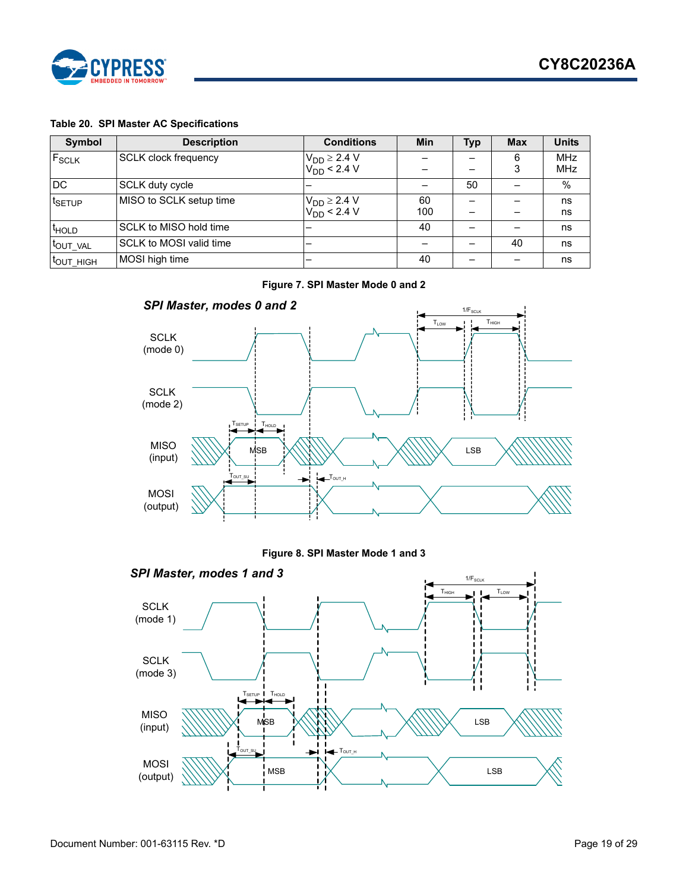**Table 20. SPI Master AC Specifications**

| Symbol | Description | Conditions | Min | Typ | Max | Units |
|---|---|---|---|---|---|---|
| $F_{SCLK}$ | SCLK clock frequency | $V_{DD} \geq 2.4$ V<br>$V_{DD} < 2.4$ V | –<br>– | –<br>– | 6<br>3 | MHz<br>MHz |
| DC | SCLK duty cycle | – | – | 50 | – | % |
| $t_{SETUP}$ | MISO to SCLK setup time | $V_{DD} \geq 2.4$ V<br>$V_{DD} < 2.4$ V | 60<br>100 | –<br>– | –<br>– | ns<br>ns |
| $t_{HOLD}$ | SCLK to MISO hold time | – | 40 | – | – | ns |
| $t_{OUT\_VAL}$ | SCLK to MOSI valid time | – | – | – | 40 | ns |
| $t_{OUT\_HIGH}$ | MOSI high time | – | 40 | – | – | ns |

**Figure 7. SPI Master Mode 0 and 2**

**Figure 8. SPI Master Mode 1 and 3**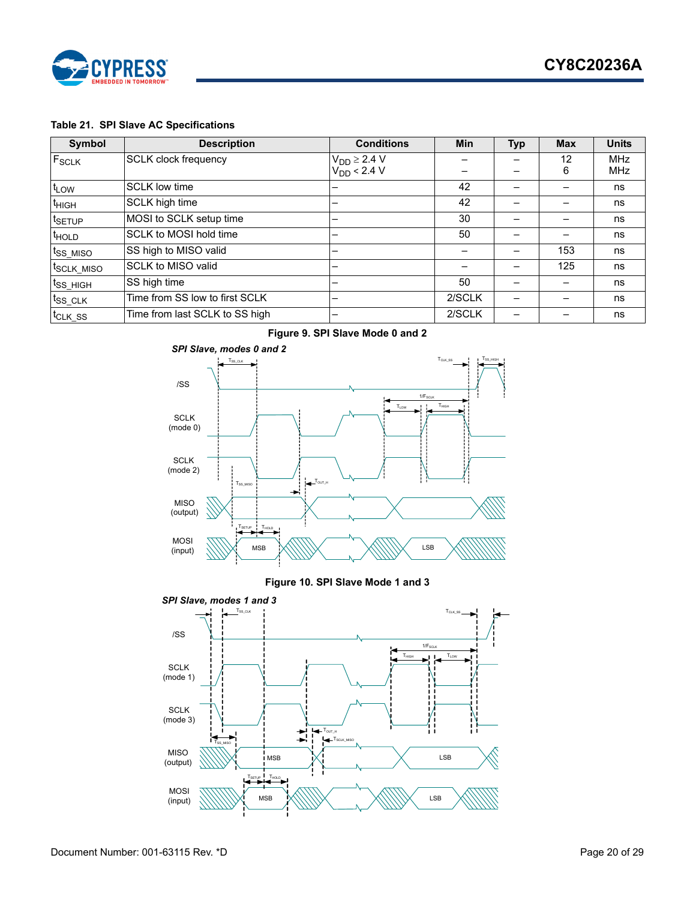**Table 21. SPI Slave AC Specifications**

| Symbol | Description | Conditions | Min | Typ | Max | Units |
|---|---|---|---|---|---|---|
| $F_{SCLK}$ | SCLK clock frequency | $V_{DD} \geq 2.4$ V<br>$V_{DD} < 2.4$ V | –<br>– | –<br>– | 12<br>6 | MHz<br>MHz |
| $t_{LOW}$ | SCLK low time | – | 42 | – | – | ns |
| $t_{HIGH}$ | SCLK high time | – | 42 | – | – | ns |
| $t_{SETUP}$ | MOSI to SCLK setup time | – | 30 | – | – | ns |
| $t_{HOLD}$ | SCLK to MOSI hold time | – | 50 | – | – | ns |
| $t_{SS\_MISO}$ | SS high to MISO valid | – | – | – | 153 | ns |
| $t_{SCLK\_MISO}$ | SCLK to MISO valid | – | – | – | 125 | ns |
| $t_{SS\_HIGH}$ | SS high time | – | 50 | – | – | ns |
| $t_{SS\_CLK}$ | Time from SS low to first SCLK | – | 2/SCLK | – | – | ns |
| $t_{CLK\_SS}$ | Time from last SCLK to SS high | – | 2/SCLK | – | – | ns |

**Figure 9. SPI Slave Mode 0 and 2**

**Figure 10. SPI Slave Mode 1 and 3**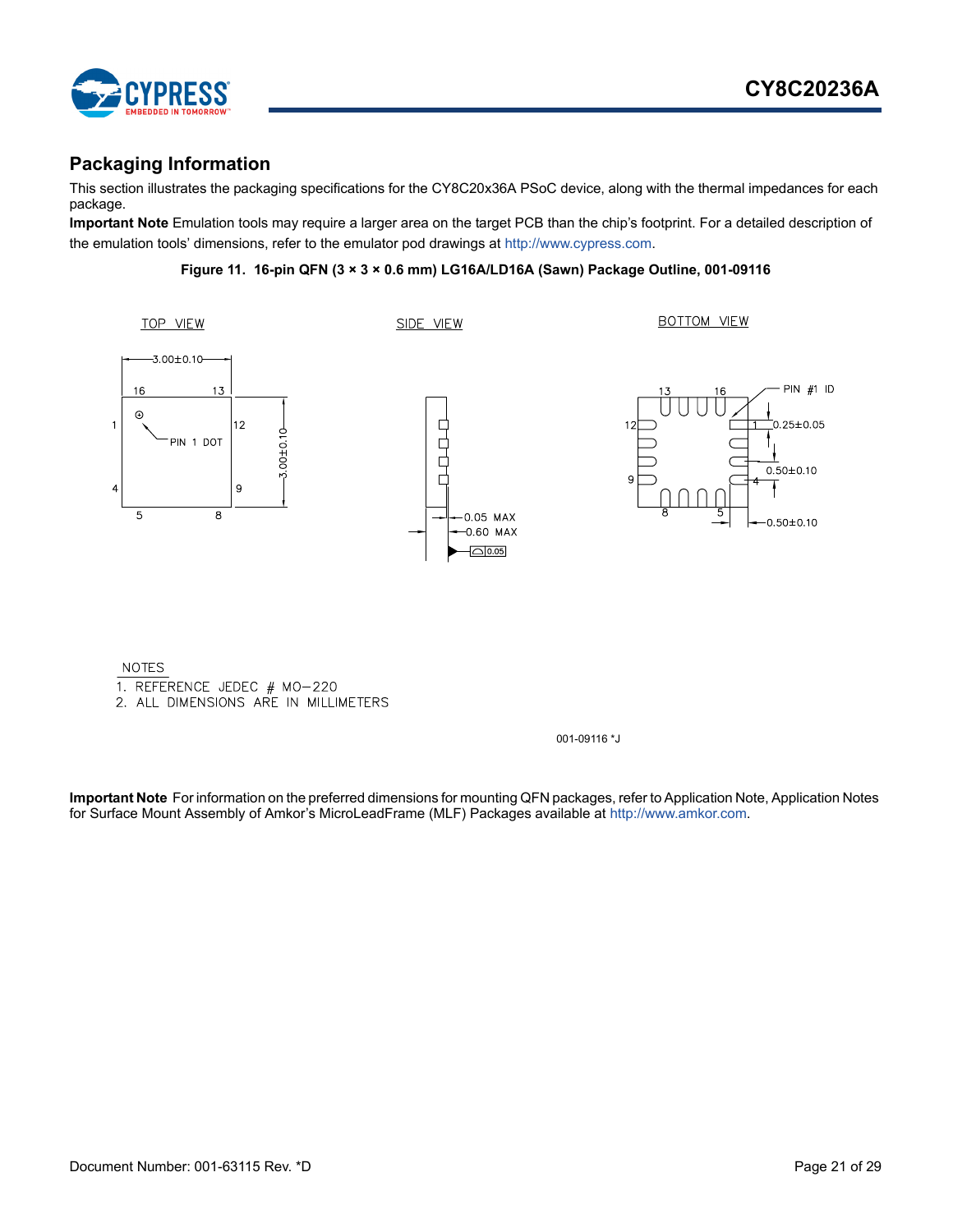## Packaging Information

This section illustrates the packaging specifications for the CY8C20x36A PSoC device, along with the thermal impedances for each package.

**Important Note** Emulation tools may require a larger area on the target PCB than the chip's footprint. For a detailed description of the emulation tools' dimensions, refer to the emulator pod drawings at http://www.cypress.com.

**Figure 11. 16-pin QFN (3 × 3 × 0.6 mm) LG16A/LD16A (Sawn) Package Outline, 001-09116**

TOP VIEW

3.00±0.10

16 13

1 12

PIN 1 DOT

3.00±0.10

4 9

5 8

SIDE VIEW

0.05 MAX

0.60 MAX

0.05

BOTTOM VIEW

13 16

PIN #1 ID

12 1

0.25±0.05

0.50±0.10

9 4

8 5

0.50±0.10

NOTES

1. REFERENCE JEDEC # MO-220
2. ALL DIMENSIONS ARE IN MILLIMETERS

001-09116 *J

**Important Note** For information on the preferred dimensions for mounting QFN packages, refer to Application Note, Application Notes for Surface Mount Assembly of Amkor's MicroLeadFrame (MLF) Packages available at http://www.amkor.com.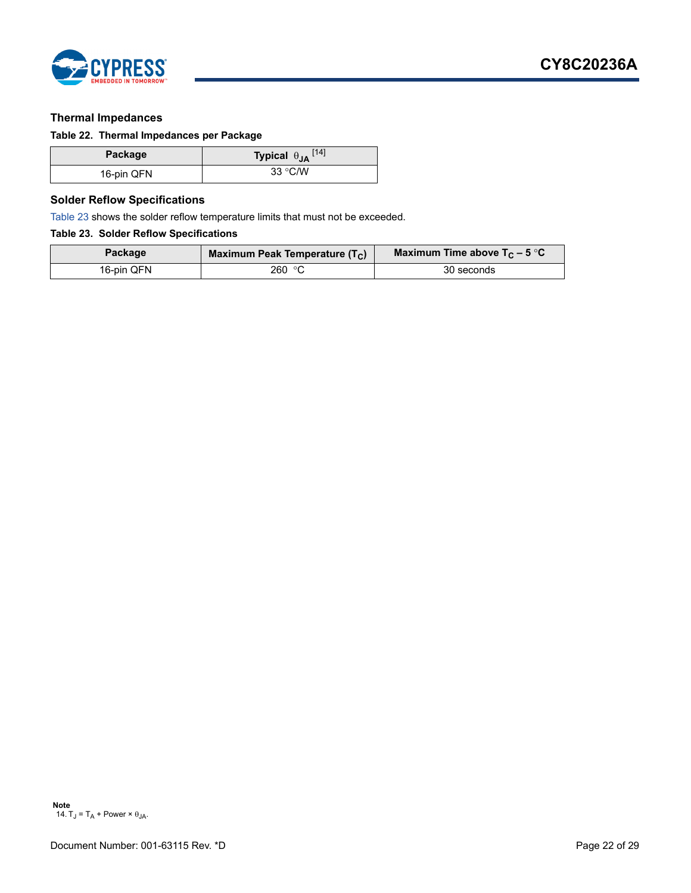### Thermal Impedances

**Table 22. Thermal Impedances per Package**

| Package | Typical $\theta_{JA}$ [14] |
|---|---|
| 16-pin QFN | 33 °C/W |

### Solder Reflow Specifications

Table 23 shows the solder reflow temperature limits that must not be exceeded.

**Table 23. Solder Reflow Specifications**

| Package | Maximum Peak Temperature ($T_C$) | Maximum Time above $T_C$ – 5 °C |
|---|---|---|
| 16-pin QFN | 260 °C | 30 seconds |

**Note**

14. $T_J = T_A + \text{Power} \times \theta_{JA}$.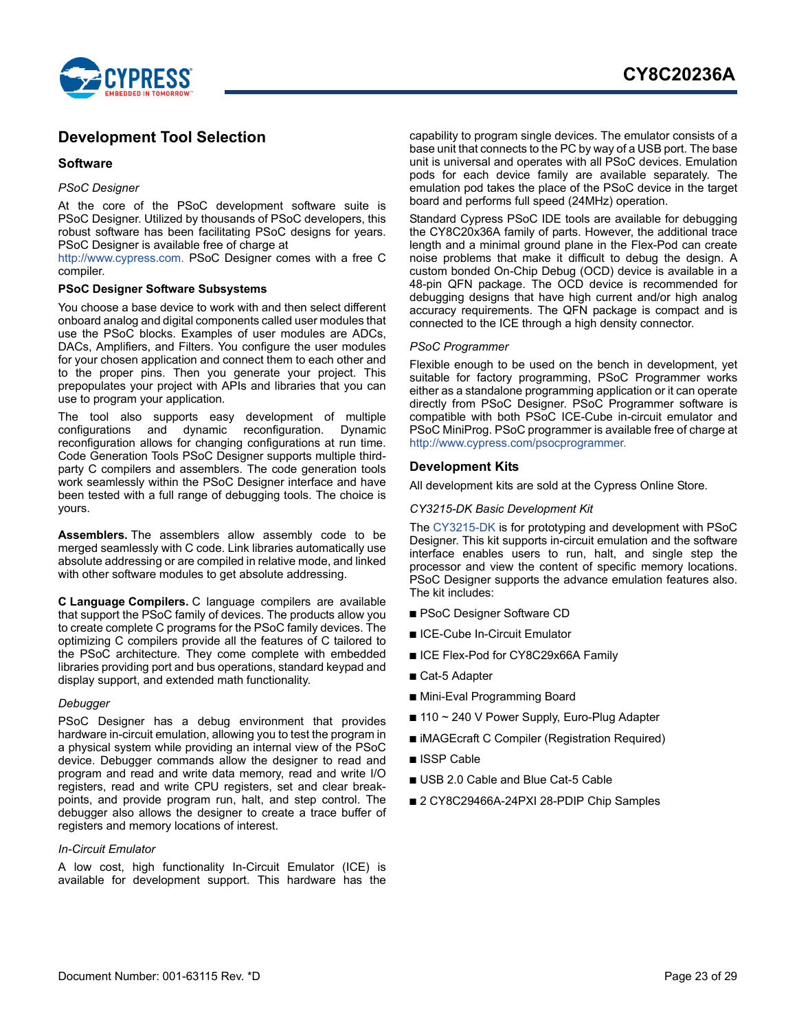## Development Tool Selection

### Software

*PSoC Designer*

At the core of the PSoC development software suite is PSoC Designer. Utilized by thousands of PSoC developers, this robust software has been facilitating PSoC designs for years. PSoC Designer is available free of charge at http://www.cypress.com. PSoC Designer comes with a free C compiler.

#### PSoC Designer Software Subsystems

You choose a base device to work with and then select different onboard analog and digital components called user modules that use the PSoC blocks. Examples of user modules are ADCs, DACs, Amplifiers, and Filters. You configure the user modules for your chosen application and connect them to each other and to the proper pins. Then you generate your project. This prepopulates your project with APIs and libraries that you can use to program your application.

The tool also supports easy development of multiple configurations and dynamic reconfiguration. Dynamic reconfiguration allows for changing configurations at run time. Code Generation Tools PSoC Designer supports multiple third-party C compilers and assemblers. The code generation tools work seamlessly within the PSoC Designer interface and have been tested with a full range of debugging tools. The choice is yours.

**Assemblers.** The assemblers allow assembly code to be merged seamlessly with C code. Link libraries automatically use absolute addressing or are compiled in relative mode, and linked with other software modules to get absolute addressing.

**C Language Compilers.** C language compilers are available that support the PSoC family of devices. The products allow you to create complete C programs for the PSoC family devices. The optimizing C compilers provide all the features of C tailored to the PSoC architecture. They come complete with embedded libraries providing port and bus operations, standard keypad and display support, and extended math functionality.

*Debugger*

PSoC Designer has a debug environment that provides hardware in-circuit emulation, allowing you to test the program in a physical system while providing an internal view of the PSoC device. Debugger commands allow the designer to read and program and read and write data memory, read and write I/O registers, read and write CPU registers, set and clear break-points, and provide program run, halt, and step control. The debugger also allows the designer to create a trace buffer of registers and memory locations of interest.

*In-Circuit Emulator*

A low cost, high functionality In-Circuit Emulator (ICE) is available for development support. This hardware has the capability to program single devices. The emulator consists of a base unit that connects to the PC by way of a USB port. The base unit is universal and operates with all PSoC devices. Emulation pods for each device family are available separately. The emulation pod takes the place of the PSoC device in the target board and performs full speed (24MHz) operation.

Standard Cypress PSoC IDE tools are available for debugging the CY8C20x36A family of parts. However, the additional trace length and a minimal ground plane in the Flex-Pod can create noise problems that make it difficult to debug the design. A custom bonded On-Chip Debug (OCD) device is available in a 48-pin QFN package. The OCD device is recommended for debugging designs that have high current and/or high analog accuracy requirements. The QFN package is compact and is connected to the ICE through a high density connector.

*PSoC Programmer*

Flexible enough to be used on the bench in development, yet suitable for factory programming, PSoC Programmer works either as a standalone programming application or it can operate directly from PSoC Designer. PSoC Programmer software is compatible with both PSoC ICE-Cube in-circuit emulator and PSoC MiniProg. PSoC programmer is available free of charge at http://www.cypress.com/psocprogrammer.

### Development Kits

All development kits are sold at the Cypress Online Store.

*CY3215-DK Basic Development Kit*

The CY3215-DK is for prototyping and development with PSoC Designer. This kit supports in-circuit emulation and the software interface enables users to run, halt, and single step the processor and view the content of specific memory locations. PSoC Designer supports the advance emulation features also. The kit includes:

- PSoC Designer Software CD
- ICE-Cube In-Circuit Emulator
- ICE Flex-Pod for CY8C29x66A Family
- Cat-5 Adapter
- Mini-Eval Programming Board
- 110 ~ 240 V Power Supply, Euro-Plug Adapter
- iMAGEcraft C Compiler (Registration Required)
- ISSP Cable
- USB 2.0 Cable and Blue Cat-5 Cable
- 2 CY8C29466A-24PXI 28-PDIP Chip Samples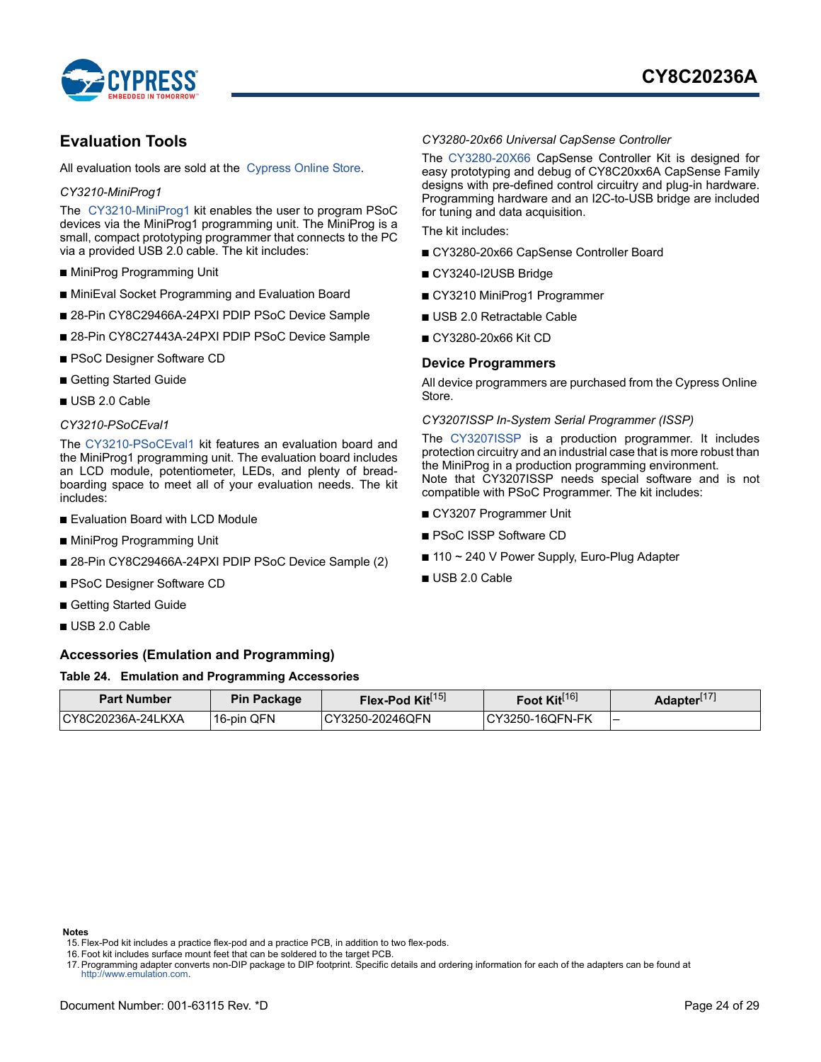## Evaluation Tools

All evaluation tools are sold at the Cypress Online Store.

*CY3210-MiniProg1*

The CY3210-MiniProg1 kit enables the user to program PSoC devices via the MiniProg1 programming unit. The MiniProg is a small, compact prototyping programmer that connects to the PC via a provided USB 2.0 cable. The kit includes:

- MiniProg Programming Unit
- MiniEval Socket Programming and Evaluation Board
- 28-Pin CY8C29466A-24PXI PDIP PSoC Device Sample
- 28-Pin CY8C27443A-24PXI PDIP PSoC Device Sample
- PSoC Designer Software CD
- Getting Started Guide
- USB 2.0 Cable

*CY3210-PSoCEval1*

The CY3210-PSoCEval1 kit features an evaluation board and the MiniProg1 programming unit. The evaluation board includes an LCD module, potentiometer, LEDs, and plenty of bread-boarding space to meet all of your evaluation needs. The kit includes:

- Evaluation Board with LCD Module
- MiniProg Programming Unit
- 28-Pin CY8C29466A-24PXI PDIP PSoC Device Sample (2)
- PSoC Designer Software CD
- Getting Started Guide
- USB 2.0 Cable

*CY3280-20x66 Universal CapSense Controller*

The CY3280-20X66 CapSense Controller Kit is designed for easy prototyping and debug of CY8C20xx6A CapSense Family designs with pre-defined control circuitry and plug-in hardware. Programming hardware and an I2C-to-USB bridge are included for tuning and data acquisition.

The kit includes:

- CY3280-20x66 CapSense Controller Board
- CY3240-I2USB Bridge
- CY3210 MiniProg1 Programmer
- USB 2.0 Retractable Cable
- CY3280-20x66 Kit CD

## Device Programmers

All device programmers are purchased from the Cypress Online Store.

*CY3207ISSP In-System Serial Programmer (ISSP)*

The CY3207ISSP is a production programmer. It includes protection circuitry and an industrial case that is more robust than the MiniProg in a production programming environment.
Note that CY3207ISSP needs special software and is not compatible with PSoC Programmer. The kit includes:

- CY3207 Programmer Unit
- PSoC ISSP Software CD
- 110 ~ 240 V Power Supply, Euro-Plug Adapter
- USB 2.0 Cable

## Accessories (Emulation and Programming)

**Table 24. Emulation and Programming Accessories**

| Part Number | Pin Package | Flex-Pod Kit[15] | Foot Kit[16] | Adapter[17] |
|---|---|---|---|---|
| CY8C20236A-24LKXA | 16-pin QFN | CY3250-20246QFN | CY3250-16QFN-FK | – |

**Notes**

15. Flex-Pod kit includes a practice flex-pod and a practice PCB, in addition to two flex-pods.
16. Foot kit includes surface mount feet that can be soldered to the target PCB.
17. Programming adapter converts non-DIP package to DIP footprint. Specific details and ordering information for each of the adapters can be found at http://www.emulation.com.

Document Number: 001-63115 Rev. *D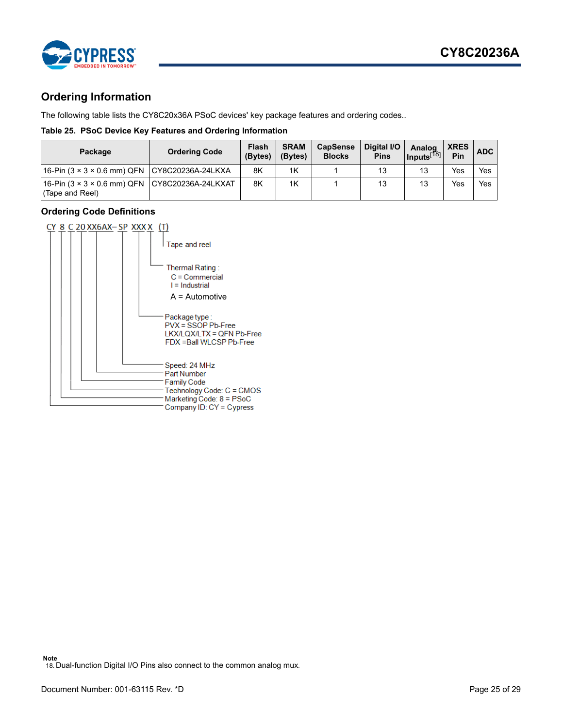## Ordering Information

The following table lists the CY8C20x36A PSoC devices' key package features and ordering codes..

**Table 25. PSoC Device Key Features and Ordering Information**

| Package | Ordering Code | Flash (Bytes) | SRAM (Bytes) | CapSense Blocks | Digital I/O Pins | Analog Inputs[18] | XRES Pin | ADC |
|---|---|---|---|---|---|---|---|---|
| 16-Pin (3 × 3 × 0.6 mm) QFN | CY8C20236A-24LKXA | 8K | 1K | 1 | 13 | 13 | Yes | Yes |
| 16-Pin (3 × 3 × 0.6 mm) QFN (Tape and Reel) | CY8C20236A-24LKXAT | 8K | 1K | 1 | 13 | 13 | Yes | Yes |

### Ordering Code Definitions

CY 8 C 20 XX6AX– SP XXX X (T)

- (T): Tape and reel
- X: Thermal Rating :
  - C = Commercial
  - I = Industrial
  - A = Automotive
- XXX: Package type :
  - PVX = SSOP Pb-Free
  - LKX/LQX/LTX = QFN Pb-Free
  - FDX =Ball WLCSP Pb-Free
- SP: Speed: 24 MHz
- XX6AX: Part Number
- 20: Family Code
- C: Technology Code: C = CMOS
- 8: Marketing Code: 8 = PSoC
- CY: Company ID: CY = Cypress

**Note**

18. Dual-function Digital I/O Pins also connect to the common analog mux.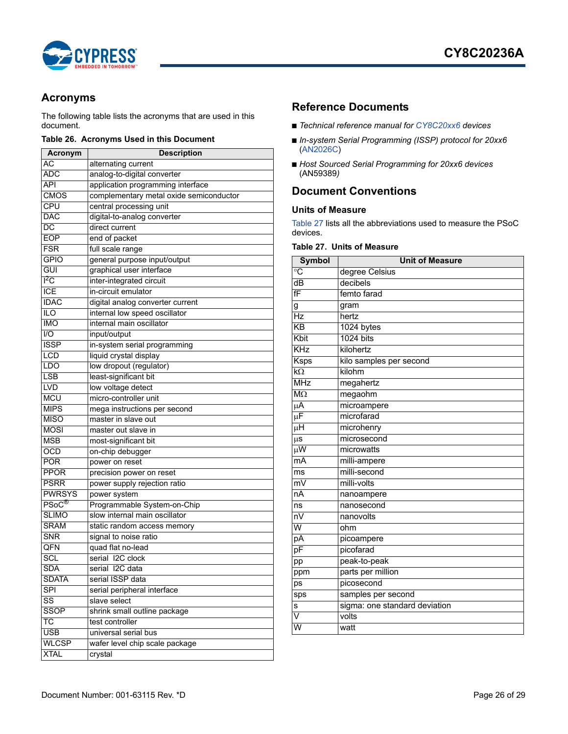## Acronyms

The following table lists the acronyms that are used in this document.

**Table 26. Acronyms Used in this Document**

| Acronym | Description |
|---|---|
| AC | alternating current |
| ADC | analog-to-digital converter |
| API | application programming interface |
| CMOS | complementary metal oxide semiconductor |
| CPU | central processing unit |
| DAC | digital-to-analog converter |
| DC | direct current |
| EOP | end of packet |
| FSR | full scale range |
| GPIO | general purpose input/output |
| GUI | graphical user interface |
| $I^2C$ | inter-integrated circuit |
| ICE | in-circuit emulator |
| IDAC | digital analog converter current |
| ILO | internal low speed oscillator |
| IMO | internal main oscillator |
| I/O | input/output |
| ISSP | in-system serial programming |
| LCD | liquid crystal display |
| LDO | low dropout (regulator) |
| LSB | least-significant bit |
| LVD | low voltage detect |
| MCU | micro-controller unit |
| MIPS | mega instructions per second |
| MISO | master in slave out |
| MOSI | master out slave in |
| MSB | most-significant bit |
| OCD | on-chip debugger |
| POR | power on reset |
| PPOR | precision power on reset |
| PSRR | power supply rejection ratio |
| PWRSYS | power system |
| PSoC® | Programmable System-on-Chip |
| SLIMO | slow internal main oscillator |
| SRAM | static random access memory |
| SNR | signal to noise ratio |
| QFN | quad flat no-lead |
| SCL | serial I2C clock |
| SDA | serial I2C data |
| SDATA | serial ISSP data |
| SPI | serial peripheral interface |
| SS | slave select |
| SSOP | shrink small outline package |
| TC | test controller |
| USB | universal serial bus |
| WLCSP | wafer level chip scale package |
| XTAL | crystal |

## Reference Documents

- *Technical reference manual for CY8C20xx6 devices*
- *In-system Serial Programming (ISSP) protocol for 20xx6* (AN2026C)
- *Host Sourced Serial Programming for 20xx6 devices* (AN59389)

## Document Conventions

### Units of Measure

Table 27 lists all the abbreviations used to measure the PSoC devices.

**Table 27. Units of Measure**

| Symbol | Unit of Measure |
|---|---|
| °C | degree Celsius |
| dB | decibels |
| fF | femto farad |
| g | gram |
| Hz | hertz |
| KB | 1024 bytes |
| Kbit | 1024 bits |
| KHz | kilohertz |
| Ksps | kilo samples per second |
| kΩ | kilohm |
| MHz | megahertz |
| MΩ | megaohm |
| µA | microampere |
| µF | microfarad |
| µH | microhenry |
| µs | microsecond |
| µW | microwatts |
| mA | milli-ampere |
| ms | milli-second |
| mV | milli-volts |
| nA | nanoampere |
| ns | nanosecond |
| nV | nanovolts |
| W | ohm |
| pA | picoampere |
| pF | picofarad |
| pp | peak-to-peak |
| ppm | parts per million |
| ps | picosecond |
| sps | samples per second |
| s | sigma: one standard deviation |
| V | volts |
| W | watt |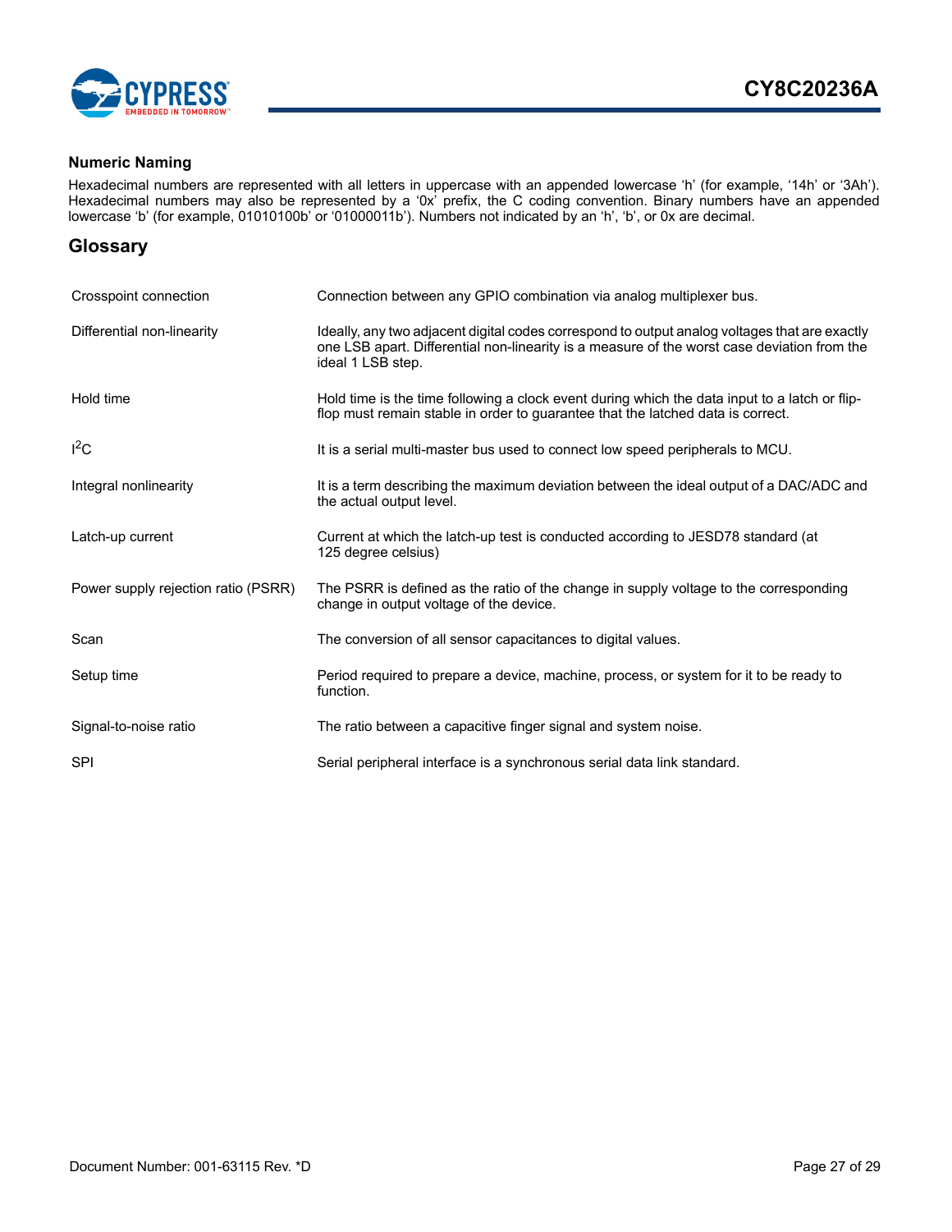### Numeric Naming

Hexadecimal numbers are represented with all letters in uppercase with an appended lowercase ‘h’ (for example, ‘14h’ or ‘3Ah’). Hexadecimal numbers may also be represented by a ‘0x’ prefix, the C coding convention. Binary numbers have an appended lowercase ‘b’ (for example, 01010100b’ or ‘01000011b’). Numbers not indicated by an ‘h’, ‘b’, or 0x are decimal.

## Glossary

| | |
|---|---|
| Crosspoint connection | Connection between any GPIO combination via analog multiplexer bus. |
| Differential non-linearity | Ideally, any two adjacent digital codes correspond to output analog voltages that are exactly one LSB apart. Differential non-linearity is a measure of the worst case deviation from the ideal 1 LSB step. |
| Hold time | Hold time is the time following a clock event during which the data input to a latch or flip-flop must remain stable in order to guarantee that the latched data is correct. |
| $I^2C$ | It is a serial multi-master bus used to connect low speed peripherals to MCU. |
| Integral nonlinearity | It is a term describing the maximum deviation between the ideal output of a DAC/ADC and the actual output level. |
| Latch-up current | Current at which the latch-up test is conducted according to JESD78 standard (at 125 degree celsius) |
| Power supply rejection ratio (PSRR) | The PSRR is defined as the ratio of the change in supply voltage to the corresponding change in output voltage of the device. |
| Scan | The conversion of all sensor capacitances to digital values. |
| Setup time | Period required to prepare a device, machine, process, or system for it to be ready to function. |
| Signal-to-noise ratio | The ratio between a capacitive finger signal and system noise. |
| SPI | Serial peripheral interface is a synchronous serial data link standard. |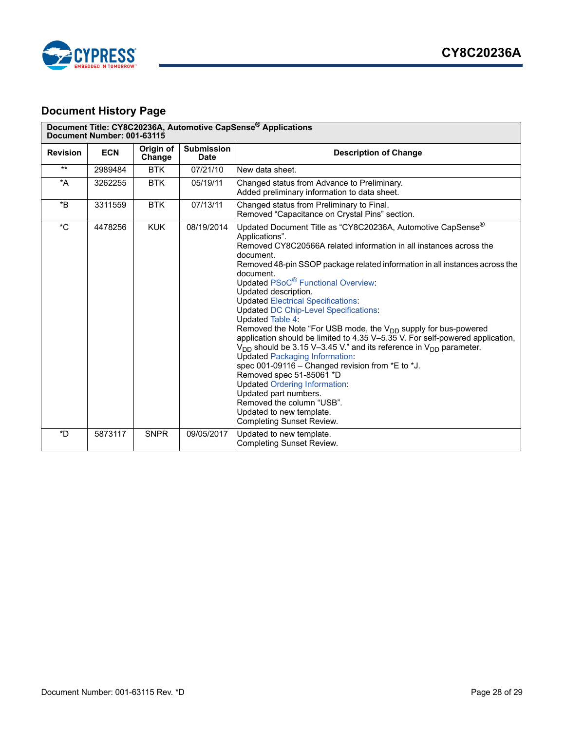## Document History Page

| Document Title: CY8C20236A, Automotive CapSense® Applications<br>Document Number: 001-63115 | | | | |
|---|---|---|---|---|
| **Revision** | **ECN** | **Origin of Change** | **Submission Date** | **Description of Change** |
| ** | 2989484 | BTK | 07/21/10 | New data sheet. |
| *A | 3262255 | BTK | 05/19/11 | Changed status from Advance to Preliminary.<br>Added preliminary information to data sheet. |
| *B | 3311559 | BTK | 07/13/11 | Changed status from Preliminary to Final.<br>Removed "Capacitance on Crystal Pins" section. |
| *C | 4478256 | KUK | 08/19/2014 | Updated Document Title as "CY8C20236A, Automotive CapSense® Applications".<br>Removed CY8C20566A related information in all instances across the document.<br>Removed 48-pin SSOP package related information in all instances across the document.<br>Updated PSoC® Functional Overview:<br>Updated description.<br>Updated Electrical Specifications:<br>Updated DC Chip-Level Specifications:<br>Updated Table 4:<br>Removed the Note "For USB mode, the $V_{DD}$ supply for bus-powered application should be limited to 4.35 V–5.35 V. For self-powered application, $V_{DD}$ should be 3.15 V–3.45 V." and its reference in $V_{DD}$ parameter.<br>Updated Packaging Information:<br>spec 001-09116 – Changed revision from *E to *J.<br>Removed spec 51-85061 *D<br>Updated Ordering Information:<br>Updated part numbers.<br>Removed the column "USB".<br>Updated to new template.<br>Completing Sunset Review. |
| *D | 5873117 | SNPR | 09/05/2017 | Updated to new template.<br>Completing Sunset Review. |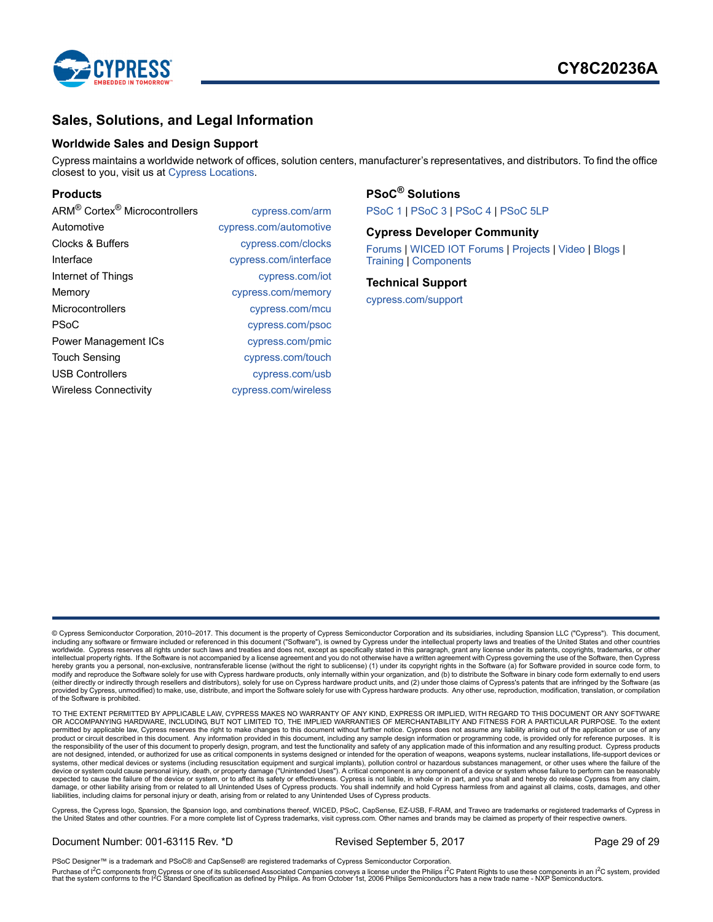## Sales, Solutions, and Legal Information

### Worldwide Sales and Design Support

Cypress maintains a worldwide network of offices, solution centers, manufacturer's representatives, and distributors. To find the office closest to you, visit us at Cypress Locations.

### Products

| | |
|---|---|
| ARM® Cortex® Microcontrollers | cypress.com/arm |
| Automotive | cypress.com/automotive |
| Clocks & Buffers | cypress.com/clocks |
| Interface | cypress.com/interface |
| Internet of Things | cypress.com/iot |
| Memory | cypress.com/memory |
| Microcontrollers | cypress.com/mcu |
| PSoC | cypress.com/psoc |
| Power Management ICs | cypress.com/pmic |
| Touch Sensing | cypress.com/touch |
| USB Controllers | cypress.com/usb |
| Wireless Connectivity | cypress.com/wireless |

### PSoC® Solutions

PSoC 1 | PSoC 3 | PSoC 4 | PSoC 5LP

### Cypress Developer Community

Forums | WICED IOT Forums | Projects | Video | Blogs | Training | Components

### Technical Support

cypress.com/support

© Cypress Semiconductor Corporation, 2010–2017. This document is the property of Cypress Semiconductor Corporation and its subsidiaries, including Spansion LLC ("Cypress"). This document, including any software or firmware included or referenced in this document ("Software"), is owned by Cypress under the intellectual property laws and treaties of the United States and other countries worldwide. Cypress reserves all rights under such laws and treaties and does not, except as specifically stated in this paragraph, grant any license under its patents, copyrights, trademarks, or other intellectual property rights. If the Software is not accompanied by a license agreement and you do not otherwise have a written agreement with Cypress governing the use of the Software, then Cypress hereby grants you a personal, non-exclusive, nontransferable license (without the right to sublicense) (1) under its copyright rights in the Software (a) for Software provided in source code form, to modify and reproduce the Software solely for use with Cypress hardware products, only internally within your organization, and (b) to distribute the Software in binary code form externally to end users (either directly or indirectly through resellers and distributors), solely for use on Cypress hardware product units, and (2) under those claims of Cypress's patents that are infringed by the Software (as provided by Cypress, unmodified) to make, use, distribute, and import the Software solely for use with Cypress hardware products. Any other use, reproduction, modification, translation, or compilation of the Software is prohibited.

TO THE EXTENT PERMITTED BY APPLICABLE LAW, CYPRESS MAKES NO WARRANTY OF ANY KIND, EXPRESS OR IMPLIED, WITH REGARD TO THIS DOCUMENT OR ANY SOFTWARE OR ACCOMPANYING HARDWARE, INCLUDING, BUT NOT LIMITED TO, THE IMPLIED WARRANTIES OF MERCHANTABILITY AND FITNESS FOR A PARTICULAR PURPOSE. To the extent permitted by applicable law, Cypress reserves the right to make changes to this document without further notice. Cypress does not assume any liability arising out of the application or use of any product or circuit described in this document. Any information provided in this document, including any sample design information or programming code, is provided only for reference purposes. It is the responsibility of the user of this document to properly design, program, and test the functionality and safety of any application made of this information and any resulting product. Cypress products are not designed, intended, or authorized for use as critical components in systems designed or intended for the operation of weapons, weapons systems, nuclear installations, life-support devices or systems, other medical devices or systems (including resuscitation equipment and surgical implants), pollution control or hazardous substances management, or other uses where the failure of the device or system could cause personal injury, death, or property damage ("Unintended Uses"). A critical component is any component of a device or system whose failure to perform can be reasonably expected to cause the failure of the device or system, or to affect its safety or effectiveness. Cypress is not liable, in whole or in part, and you shall and hereby do release Cypress from any claim, damage, or other liability arising from or related to all Unintended Uses of Cypress products. You shall indemnify and hold Cypress harmless from and against all claims, costs, damages, and other liabilities, including claims for personal injury or death, arising from or related to any Unintended Uses of Cypress products.

Cypress, the Cypress logo, Spansion, the Spansion logo, and combinations thereof, WICED, PSoC, CapSense, EZ-USB, F-RAM, and Traveo are trademarks or registered trademarks of Cypress in the United States and other countries. For a more complete list of Cypress trademarks, visit cypress.com. Other names and brands may be claimed as property of their respective owners.

Document Number: 001-63115 Rev. *D    Revised September 5, 2017

PSoC Designer™ is a trademark and PSoC® and CapSense® are registered trademarks of Cypress Semiconductor Corporation.

Purchase of I²C components from Cypress or one of its sublicensed Associated Companies conveys a license under the Philips I²C Patent Rights to use these components in an I²C system, provided that the system conforms to the I²C Standard Specification as defined by Philips. As from October 1st, 2006 Philips Semiconductors has a new trade name - NXP Semiconductors.